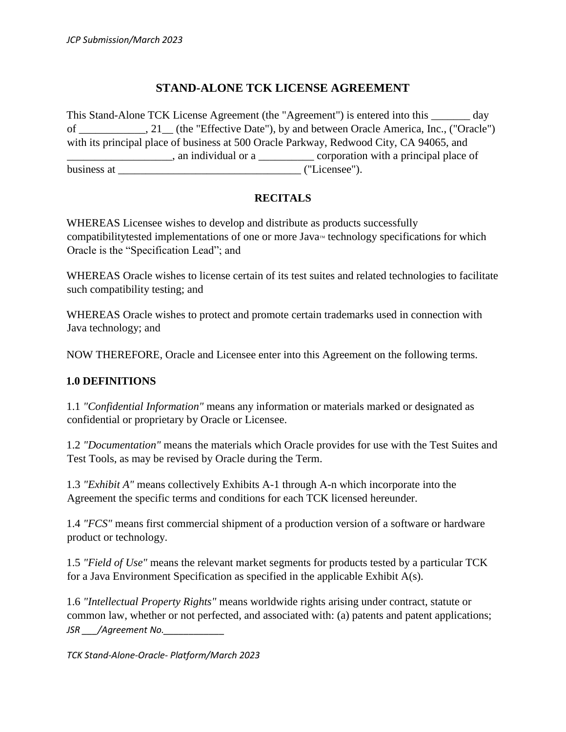## STAND-ALONE TCK LICENSE AGREEMENT

This Stand-Alone TCK License Agreement (the "Agreement") is entered into this _______ day of ____________, 21__ (the "Effective Date"), by and between Oracle America, Inc., ("Oracle") with its principal place of business at 500 Oracle Parkway, Redwood City, CA 94065, and ___________________, an individual or a __________ corporation with a principal place of business at _________________________________ ("Licensee").

### RECITALS

WHEREAS Licensee wishes to develop and distribute as products successfully compatibilitytested implementations of one or more Java™ technology specifications for which Oracle is the "Specification Lead"; and

WHEREAS Oracle wishes to license certain of its test suites and related technologies to facilitate such compatibility testing; and

WHEREAS Oracle wishes to protect and promote certain trademarks used in connection with Java technology; and

NOW THEREFORE, Oracle and Licensee enter into this Agreement on the following terms.

### 1.0 DEFINITIONS

1.1 *"Confidential Information"* means any information or materials marked or designated as confidential or proprietary by Oracle or Licensee.

1.2 *"Documentation"* means the materials which Oracle provides for use with the Test Suites and Test Tools, as may be revised by Oracle during the Term.

1.3 *"Exhibit A"* means collectively Exhibits A-1 through A-n which incorporate into the Agreement the specific terms and conditions for each TCK licensed hereunder.

1.4 *"FCS"* means first commercial shipment of a production version of a software or hardware product or technology.

1.5 *"Field of Use"* means the relevant market segments for products tested by a particular TCK for a Java Environment Specification as specified in the applicable Exhibit A(s).

1.6 *"Intellectual Property Rights"* means worldwide rights arising under contract, statute or common law, whether or not perfected, and associated with: (a) patents and patent applications;

*JSR ___/Agreement No.____________*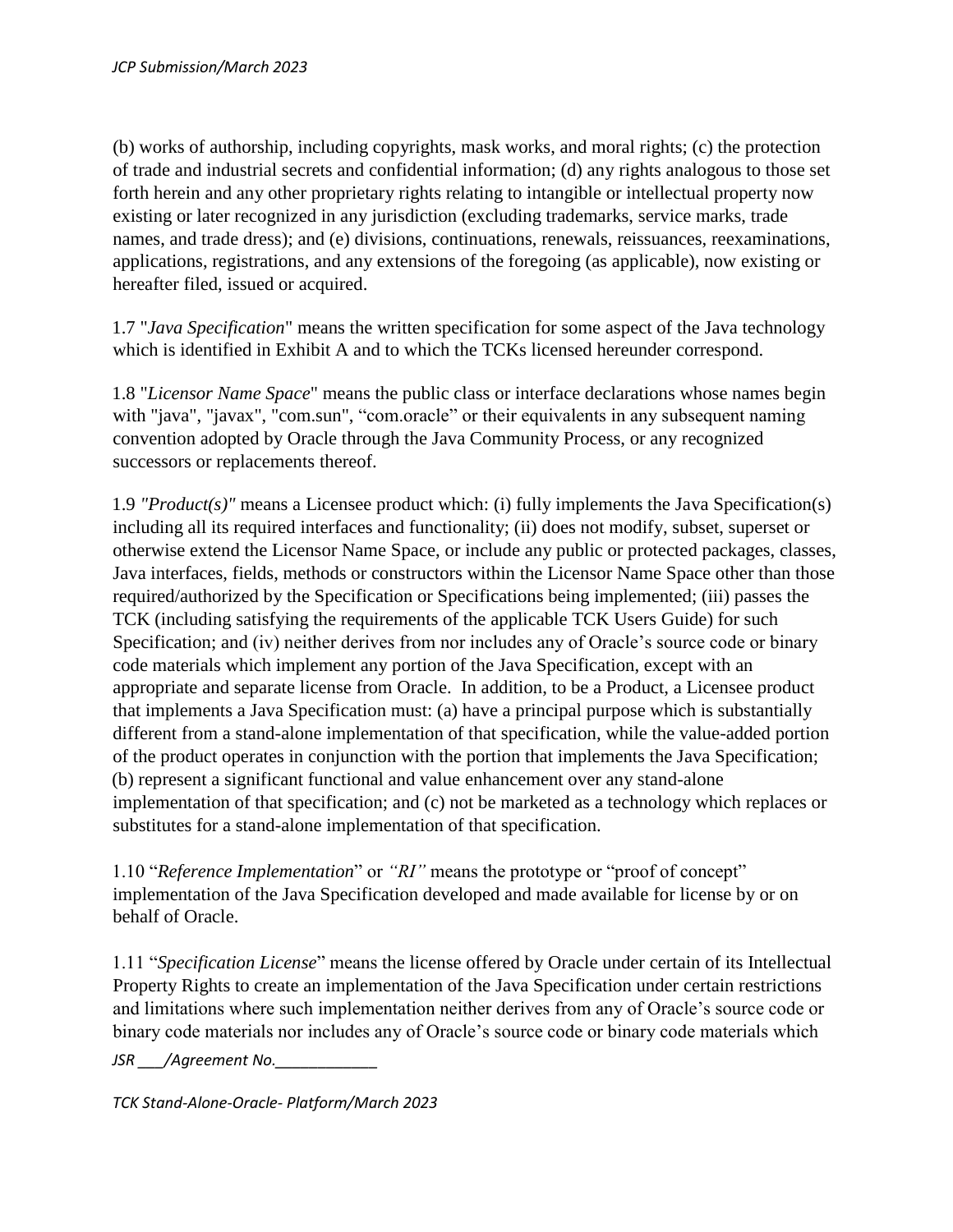(b) works of authorship, including copyrights, mask works, and moral rights; (c) the protection of trade and industrial secrets and confidential information; (d) any rights analogous to those set forth herein and any other proprietary rights relating to intangible or intellectual property now existing or later recognized in any jurisdiction (excluding trademarks, service marks, trade names, and trade dress); and (e) divisions, continuations, renewals, reissuances, reexaminations, applications, registrations, and any extensions of the foregoing (as applicable), now existing or hereafter filed, issued or acquired.

1.7 "*Java Specification*" means the written specification for some aspect of the Java technology which is identified in Exhibit A and to which the TCKs licensed hereunder correspond.

1.8 "*Licensor Name Space*" means the public class or interface declarations whose names begin with "java", "javax", "com.sun", "com.oracle" or their equivalents in any subsequent naming convention adopted by Oracle through the Java Community Process, or any recognized successors or replacements thereof.

1.9 *"Product(s)"* means a Licensee product which: (i) fully implements the Java Specification(s) including all its required interfaces and functionality; (ii) does not modify, subset, superset or otherwise extend the Licensor Name Space, or include any public or protected packages, classes, Java interfaces, fields, methods or constructors within the Licensor Name Space other than those required/authorized by the Specification or Specifications being implemented; (iii) passes the TCK (including satisfying the requirements of the applicable TCK Users Guide) for such Specification; and (iv) neither derives from nor includes any of Oracle's source code or binary code materials which implement any portion of the Java Specification, except with an appropriate and separate license from Oracle. In addition, to be a Product, a Licensee product that implements a Java Specification must: (a) have a principal purpose which is substantially different from a stand-alone implementation of that specification, while the value-added portion of the product operates in conjunction with the portion that implements the Java Specification; (b) represent a significant functional and value enhancement over any stand-alone implementation of that specification; and (c) not be marketed as a technology which replaces or substitutes for a stand-alone implementation of that specification.

1.10 "*Reference Implementation*" or *"RI"* means the prototype or "proof of concept" implementation of the Java Specification developed and made available for license by or on behalf of Oracle.

1.11 "*Specification License*" means the license offered by Oracle under certain of its Intellectual Property Rights to create an implementation of the Java Specification under certain restrictions and limitations where such implementation neither derives from any of Oracle's source code or binary code materials nor includes any of Oracle's source code or binary code materials which

*JSR ___/Agreement No.____________*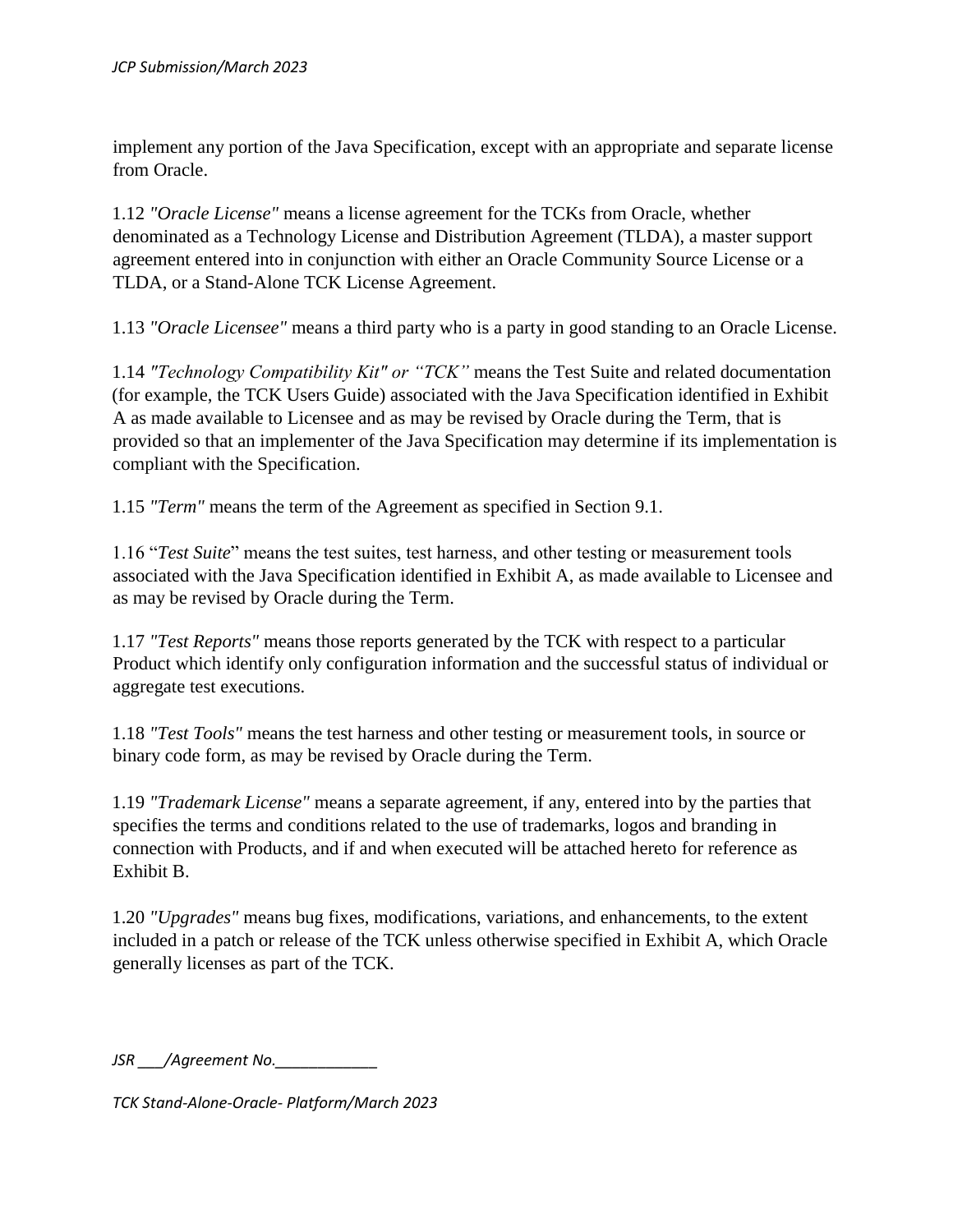implement any portion of the Java Specification, except with an appropriate and separate license from Oracle.

1.12 *"Oracle License"* means a license agreement for the TCKs from Oracle, whether denominated as a Technology License and Distribution Agreement (TLDA), a master support agreement entered into in conjunction with either an Oracle Community Source License or a TLDA, or a Stand-Alone TCK License Agreement.

1.13 *"Oracle Licensee"* means a third party who is a party in good standing to an Oracle License.

1.14 *"Technology Compatibility Kit" or "TCK"* means the Test Suite and related documentation (for example, the TCK Users Guide) associated with the Java Specification identified in Exhibit A as made available to Licensee and as may be revised by Oracle during the Term, that is provided so that an implementer of the Java Specification may determine if its implementation is compliant with the Specification.

1.15 *"Term"* means the term of the Agreement as specified in Section 9.1.

1.16 "*Test Suite*" means the test suites, test harness, and other testing or measurement tools associated with the Java Specification identified in Exhibit A, as made available to Licensee and as may be revised by Oracle during the Term.

1.17 *"Test Reports"* means those reports generated by the TCK with respect to a particular Product which identify only configuration information and the successful status of individual or aggregate test executions.

1.18 *"Test Tools"* means the test harness and other testing or measurement tools, in source or binary code form, as may be revised by Oracle during the Term.

1.19 *"Trademark License"* means a separate agreement, if any, entered into by the parties that specifies the terms and conditions related to the use of trademarks, logos and branding in connection with Products, and if and when executed will be attached hereto for reference as Exhibit B.

1.20 *"Upgrades"* means bug fixes, modifications, variations, and enhancements, to the extent included in a patch or release of the TCK unless otherwise specified in Exhibit A, which Oracle generally licenses as part of the TCK.

*JSR ___/Agreement No.____________*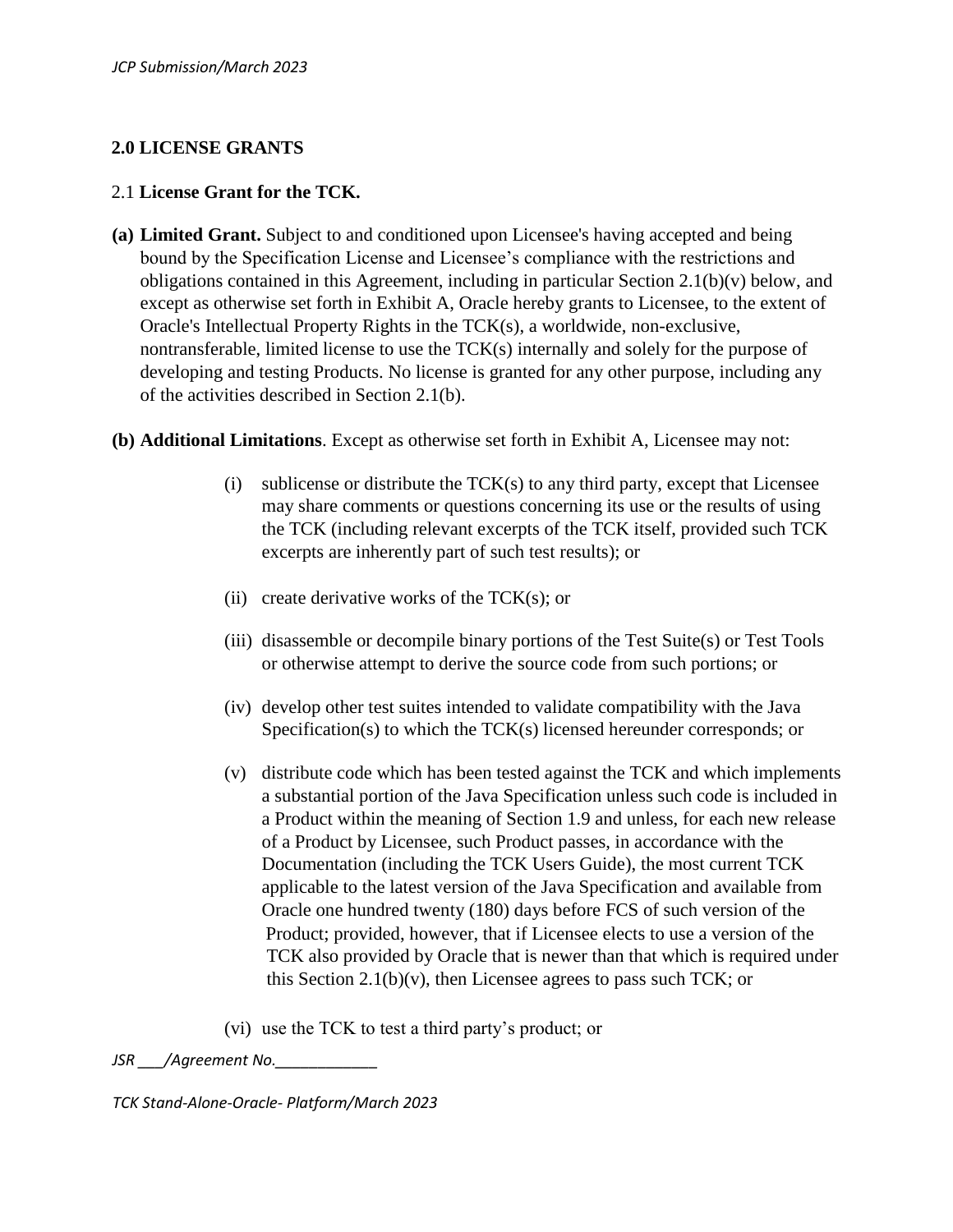## 2.0 LICENSE GRANTS

### 2.1 **License Grant for the TCK.**

**(a) Limited Grant.** Subject to and conditioned upon Licensee's having accepted and being bound by the Specification License and Licensee's compliance with the restrictions and obligations contained in this Agreement, including in particular Section 2.1(b)(v) below, and except as otherwise set forth in Exhibit A, Oracle hereby grants to Licensee, to the extent of Oracle's Intellectual Property Rights in the TCK(s), a worldwide, non-exclusive, nontransferable, limited license to use the TCK(s) internally and solely for the purpose of developing and testing Products. No license is granted for any other purpose, including any of the activities described in Section 2.1(b).

**(b) Additional Limitations**. Except as otherwise set forth in Exhibit A, Licensee may not:

(i) sublicense or distribute the TCK(s) to any third party, except that Licensee may share comments or questions concerning its use or the results of using the TCK (including relevant excerpts of the TCK itself, provided such TCK excerpts are inherently part of such test results); or

(ii) create derivative works of the TCK(s); or

(iii) disassemble or decompile binary portions of the Test Suite(s) or Test Tools or otherwise attempt to derive the source code from such portions; or

(iv) develop other test suites intended to validate compatibility with the Java Specification(s) to which the TCK(s) licensed hereunder corresponds; or

(v) distribute code which has been tested against the TCK and which implements a substantial portion of the Java Specification unless such code is included in a Product within the meaning of Section 1.9 and unless, for each new release of a Product by Licensee, such Product passes, in accordance with the Documentation (including the TCK Users Guide), the most current TCK applicable to the latest version of the Java Specification and available from Oracle one hundred twenty (180) days before FCS of such version of the Product; provided, however, that if Licensee elects to use a version of the TCK also provided by Oracle that is newer than that which is required under this Section 2.1(b)(v), then Licensee agrees to pass such TCK; or

(vi) use the TCK to test a third party's product; or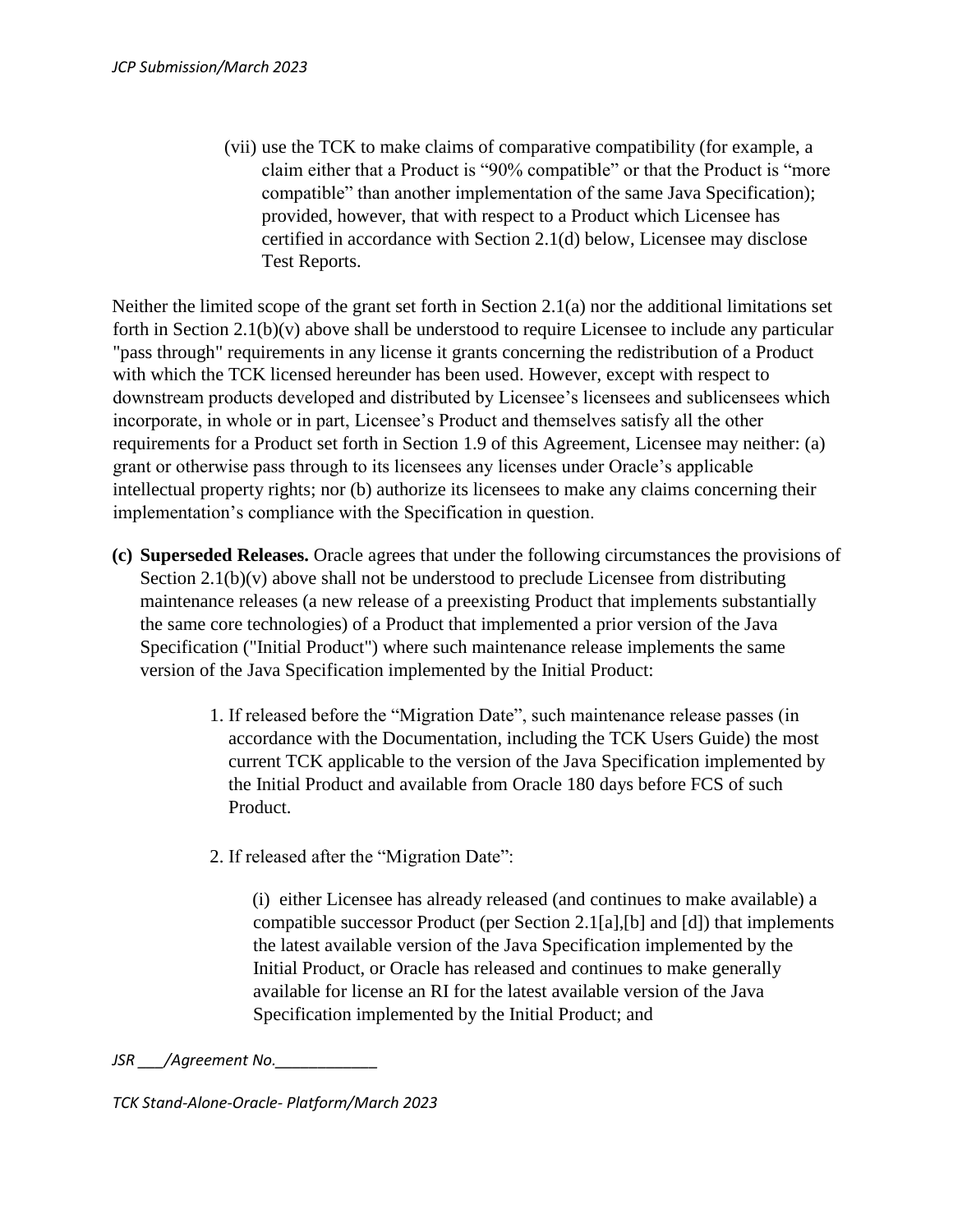(vii) use the TCK to make claims of comparative compatibility (for example, a claim either that a Product is "90% compatible" or that the Product is "more compatible" than another implementation of the same Java Specification); provided, however, that with respect to a Product which Licensee has certified in accordance with Section 2.1(d) below, Licensee may disclose Test Reports.

Neither the limited scope of the grant set forth in Section 2.1(a) nor the additional limitations set forth in Section 2.1(b)(v) above shall be understood to require Licensee to include any particular "pass through" requirements in any license it grants concerning the redistribution of a Product with which the TCK licensed hereunder has been used. However, except with respect to downstream products developed and distributed by Licensee's licensees and sublicensees which incorporate, in whole or in part, Licensee's Product and themselves satisfy all the other requirements for a Product set forth in Section 1.9 of this Agreement, Licensee may neither: (a) grant or otherwise pass through to its licensees any licenses under Oracle's applicable intellectual property rights; nor (b) authorize its licensees to make any claims concerning their implementation's compliance with the Specification in question.

**(c) Superseded Releases.** Oracle agrees that under the following circumstances the provisions of Section 2.1(b)(v) above shall not be understood to preclude Licensee from distributing maintenance releases (a new release of a preexisting Product that implements substantially the same core technologies) of a Product that implemented a prior version of the Java Specification ("Initial Product") where such maintenance release implements the same version of the Java Specification implemented by the Initial Product:

1. If released before the "Migration Date", such maintenance release passes (in accordance with the Documentation, including the TCK Users Guide) the most current TCK applicable to the version of the Java Specification implemented by the Initial Product and available from Oracle 180 days before FCS of such Product.

2. If released after the "Migration Date":

   (i) either Licensee has already released (and continues to make available) a compatible successor Product (per Section 2.1[a],[b] and [d]) that implements the latest available version of the Java Specification implemented by the Initial Product, or Oracle has released and continues to make generally available for license an RI for the latest available version of the Java Specification implemented by the Initial Product; and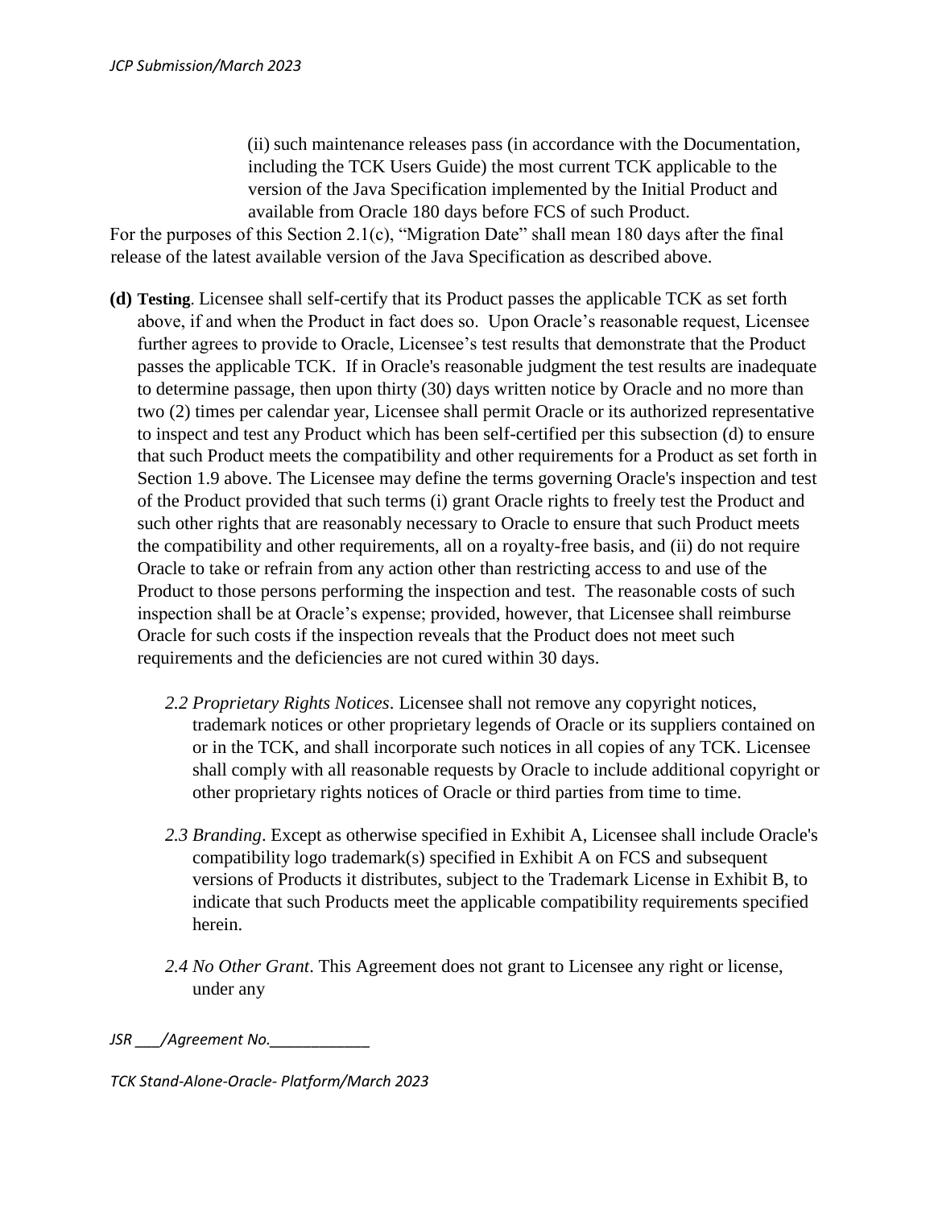(ii) such maintenance releases pass (in accordance with the Documentation, including the TCK Users Guide) the most current TCK applicable to the version of the Java Specification implemented by the Initial Product and available from Oracle 180 days before FCS of such Product.

For the purposes of this Section 2.1(c), "Migration Date" shall mean 180 days after the final release of the latest available version of the Java Specification as described above.

**(d) Testing**. Licensee shall self-certify that its Product passes the applicable TCK as set forth above, if and when the Product in fact does so. Upon Oracle's reasonable request, Licensee further agrees to provide to Oracle, Licensee's test results that demonstrate that the Product passes the applicable TCK. If in Oracle's reasonable judgment the test results are inadequate to determine passage, then upon thirty (30) days written notice by Oracle and no more than two (2) times per calendar year, Licensee shall permit Oracle or its authorized representative to inspect and test any Product which has been self-certified per this subsection (d) to ensure that such Product meets the compatibility and other requirements for a Product as set forth in Section 1.9 above. The Licensee may define the terms governing Oracle's inspection and test of the Product provided that such terms (i) grant Oracle rights to freely test the Product and such other rights that are reasonably necessary to Oracle to ensure that such Product meets the compatibility and other requirements, all on a royalty-free basis, and (ii) do not require Oracle to take or refrain from any action other than restricting access to and use of the Product to those persons performing the inspection and test. The reasonable costs of such inspection shall be at Oracle's expense; provided, however, that Licensee shall reimburse Oracle for such costs if the inspection reveals that the Product does not meet such requirements and the deficiencies are not cured within 30 days.

*2.2 Proprietary Rights Notices*. Licensee shall not remove any copyright notices, trademark notices or other proprietary legends of Oracle or its suppliers contained on or in the TCK, and shall incorporate such notices in all copies of any TCK. Licensee shall comply with all reasonable requests by Oracle to include additional copyright or other proprietary rights notices of Oracle or third parties from time to time.

*2.3 Branding*. Except as otherwise specified in Exhibit A, Licensee shall include Oracle's compatibility logo trademark(s) specified in Exhibit A on FCS and subsequent versions of Products it distributes, subject to the Trademark License in Exhibit B, to indicate that such Products meet the applicable compatibility requirements specified herein.

*2.4 No Other Grant*. This Agreement does not grant to Licensee any right or license, under any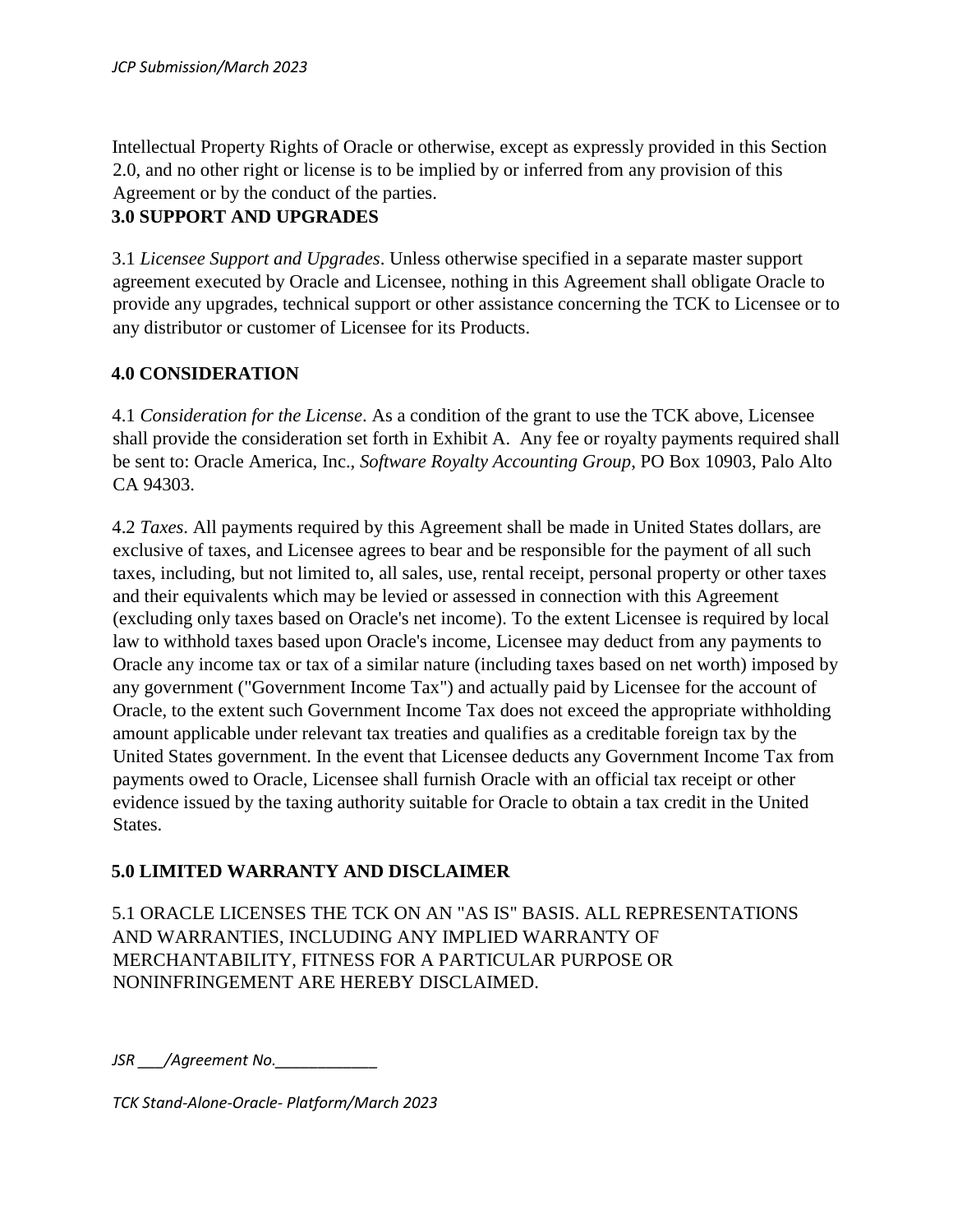Intellectual Property Rights of Oracle or otherwise, except as expressly provided in this Section 2.0, and no other right or license is to be implied by or inferred from any provision of this Agreement or by the conduct of the parties.

**3.0 SUPPORT AND UPGRADES**

3.1 *Licensee Support and Upgrades*. Unless otherwise specified in a separate master support agreement executed by Oracle and Licensee, nothing in this Agreement shall obligate Oracle to provide any upgrades, technical support or other assistance concerning the TCK to Licensee or to any distributor or customer of Licensee for its Products.

**4.0 CONSIDERATION**

4.1 *Consideration for the License*. As a condition of the grant to use the TCK above, Licensee shall provide the consideration set forth in Exhibit A. Any fee or royalty payments required shall be sent to: Oracle America, Inc., *Software Royalty Accounting Group*, PO Box 10903, Palo Alto CA 94303.

4.2 *Taxes*. All payments required by this Agreement shall be made in United States dollars, are exclusive of taxes, and Licensee agrees to bear and be responsible for the payment of all such taxes, including, but not limited to, all sales, use, rental receipt, personal property or other taxes and their equivalents which may be levied or assessed in connection with this Agreement (excluding only taxes based on Oracle's net income). To the extent Licensee is required by local law to withhold taxes based upon Oracle's income, Licensee may deduct from any payments to Oracle any income tax or tax of a similar nature (including taxes based on net worth) imposed by any government ("Government Income Tax") and actually paid by Licensee for the account of Oracle, to the extent such Government Income Tax does not exceed the appropriate withholding amount applicable under relevant tax treaties and qualifies as a creditable foreign tax by the United States government. In the event that Licensee deducts any Government Income Tax from payments owed to Oracle, Licensee shall furnish Oracle with an official tax receipt or other evidence issued by the taxing authority suitable for Oracle to obtain a tax credit in the United States.

**5.0 LIMITED WARRANTY AND DISCLAIMER**

5.1 ORACLE LICENSES THE TCK ON AN "AS IS" BASIS. ALL REPRESENTATIONS AND WARRANTIES, INCLUDING ANY IMPLIED WARRANTY OF MERCHANTABILITY, FITNESS FOR A PARTICULAR PURPOSE OR NONINFRINGEMENT ARE HEREBY DISCLAIMED.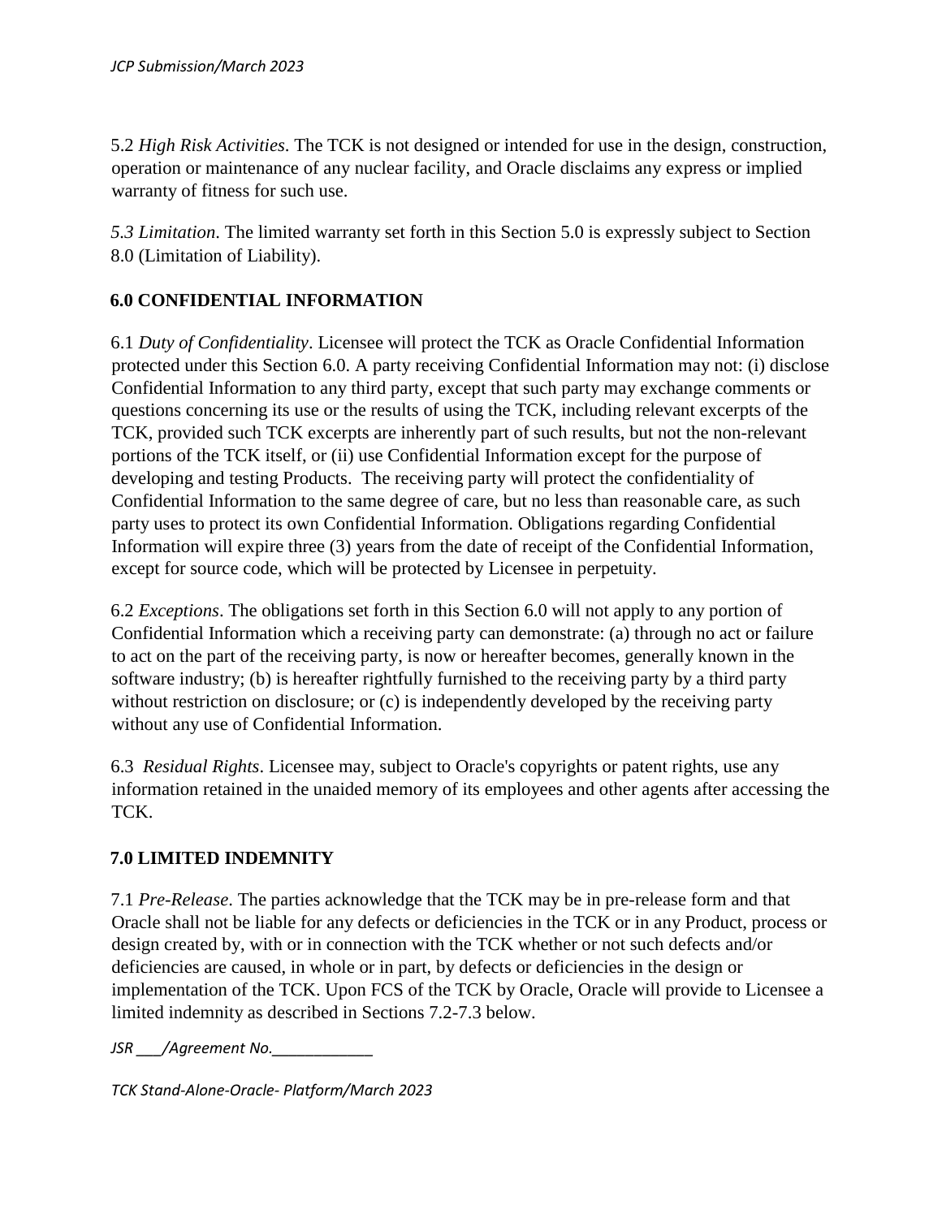5.2 *High Risk Activities*. The TCK is not designed or intended for use in the design, construction, operation or maintenance of any nuclear facility, and Oracle disclaims any express or implied warranty of fitness for such use.

*5.3 Limitation*. The limited warranty set forth in this Section 5.0 is expressly subject to Section 8.0 (Limitation of Liability).

## 6.0 CONFIDENTIAL INFORMATION

6.1 *Duty of Confidentiality*. Licensee will protect the TCK as Oracle Confidential Information protected under this Section 6.0. A party receiving Confidential Information may not: (i) disclose Confidential Information to any third party, except that such party may exchange comments or questions concerning its use or the results of using the TCK, including relevant excerpts of the TCK, provided such TCK excerpts are inherently part of such results, but not the non-relevant portions of the TCK itself, or (ii) use Confidential Information except for the purpose of developing and testing Products. The receiving party will protect the confidentiality of Confidential Information to the same degree of care, but no less than reasonable care, as such party uses to protect its own Confidential Information. Obligations regarding Confidential Information will expire three (3) years from the date of receipt of the Confidential Information, except for source code, which will be protected by Licensee in perpetuity.

6.2 *Exceptions*. The obligations set forth in this Section 6.0 will not apply to any portion of Confidential Information which a receiving party can demonstrate: (a) through no act or failure to act on the part of the receiving party, is now or hereafter becomes, generally known in the software industry; (b) is hereafter rightfully furnished to the receiving party by a third party without restriction on disclosure; or (c) is independently developed by the receiving party without any use of Confidential Information.

6.3 *Residual Rights*. Licensee may, subject to Oracle's copyrights or patent rights, use any information retained in the unaided memory of its employees and other agents after accessing the TCK.

## 7.0 LIMITED INDEMNITY

7.1 *Pre-Release*. The parties acknowledge that the TCK may be in pre-release form and that Oracle shall not be liable for any defects or deficiencies in the TCK or in any Product, process or design created by, with or in connection with the TCK whether or not such defects and/or deficiencies are caused, in whole or in part, by defects or deficiencies in the design or implementation of the TCK. Upon FCS of the TCK by Oracle, Oracle will provide to Licensee a limited indemnity as described in Sections 7.2-7.3 below.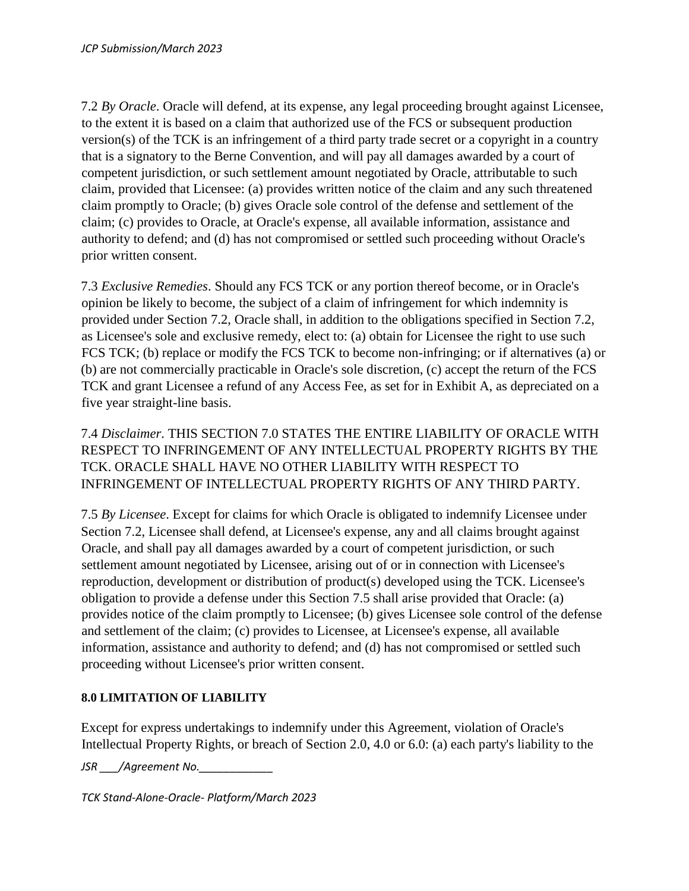7.2 *By Oracle*. Oracle will defend, at its expense, any legal proceeding brought against Licensee, to the extent it is based on a claim that authorized use of the FCS or subsequent production version(s) of the TCK is an infringement of a third party trade secret or a copyright in a country that is a signatory to the Berne Convention, and will pay all damages awarded by a court of competent jurisdiction, or such settlement amount negotiated by Oracle, attributable to such claim, provided that Licensee: (a) provides written notice of the claim and any such threatened claim promptly to Oracle; (b) gives Oracle sole control of the defense and settlement of the claim; (c) provides to Oracle, at Oracle's expense, all available information, assistance and authority to defend; and (d) has not compromised or settled such proceeding without Oracle's prior written consent.

7.3 *Exclusive Remedies*. Should any FCS TCK or any portion thereof become, or in Oracle's opinion be likely to become, the subject of a claim of infringement for which indemnity is provided under Section 7.2, Oracle shall, in addition to the obligations specified in Section 7.2, as Licensee's sole and exclusive remedy, elect to: (a) obtain for Licensee the right to use such FCS TCK; (b) replace or modify the FCS TCK to become non-infringing; or if alternatives (a) or (b) are not commercially practicable in Oracle's sole discretion, (c) accept the return of the FCS TCK and grant Licensee a refund of any Access Fee, as set for in Exhibit A, as depreciated on a five year straight-line basis.

7.4 *Disclaimer*. THIS SECTION 7.0 STATES THE ENTIRE LIABILITY OF ORACLE WITH RESPECT TO INFRINGEMENT OF ANY INTELLECTUAL PROPERTY RIGHTS BY THE TCK. ORACLE SHALL HAVE NO OTHER LIABILITY WITH RESPECT TO INFRINGEMENT OF INTELLECTUAL PROPERTY RIGHTS OF ANY THIRD PARTY.

7.5 *By Licensee*. Except for claims for which Oracle is obligated to indemnify Licensee under Section 7.2, Licensee shall defend, at Licensee's expense, any and all claims brought against Oracle, and shall pay all damages awarded by a court of competent jurisdiction, or such settlement amount negotiated by Licensee, arising out of or in connection with Licensee's reproduction, development or distribution of product(s) developed using the TCK. Licensee's obligation to provide a defense under this Section 7.5 shall arise provided that Oracle: (a) provides notice of the claim promptly to Licensee; (b) gives Licensee sole control of the defense and settlement of the claim; (c) provides to Licensee, at Licensee's expense, all available information, assistance and authority to defend; and (d) has not compromised or settled such proceeding without Licensee's prior written consent.

**8.0 LIMITATION OF LIABILITY**

Except for express undertakings to indemnify under this Agreement, violation of Oracle's Intellectual Property Rights, or breach of Section 2.0, 4.0 or 6.0: (a) each party's liability to the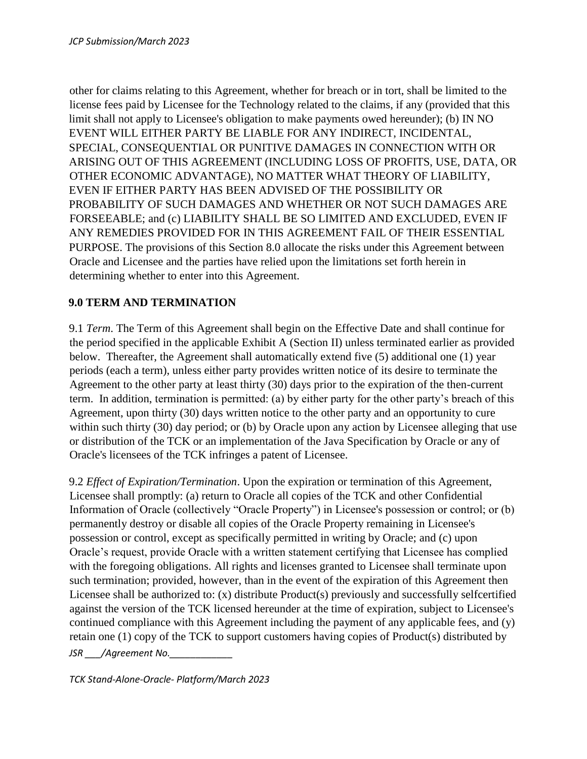other for claims relating to this Agreement, whether for breach or in tort, shall be limited to the license fees paid by Licensee for the Technology related to the claims, if any (provided that this limit shall not apply to Licensee's obligation to make payments owed hereunder); (b) IN NO EVENT WILL EITHER PARTY BE LIABLE FOR ANY INDIRECT, INCIDENTAL, SPECIAL, CONSEQUENTIAL OR PUNITIVE DAMAGES IN CONNECTION WITH OR ARISING OUT OF THIS AGREEMENT (INCLUDING LOSS OF PROFITS, USE, DATA, OR OTHER ECONOMIC ADVANTAGE), NO MATTER WHAT THEORY OF LIABILITY, EVEN IF EITHER PARTY HAS BEEN ADVISED OF THE POSSIBILITY OR PROBABILITY OF SUCH DAMAGES AND WHETHER OR NOT SUCH DAMAGES ARE FORSEEABLE; and (c) LIABILITY SHALL BE SO LIMITED AND EXCLUDED, EVEN IF ANY REMEDIES PROVIDED FOR IN THIS AGREEMENT FAIL OF THEIR ESSENTIAL PURPOSE. The provisions of this Section 8.0 allocate the risks under this Agreement between Oracle and Licensee and the parties have relied upon the limitations set forth herein in determining whether to enter into this Agreement.

## 9.0 TERM AND TERMINATION

9.1 *Term*. The Term of this Agreement shall begin on the Effective Date and shall continue for the period specified in the applicable Exhibit A (Section II) unless terminated earlier as provided below. Thereafter, the Agreement shall automatically extend five (5) additional one (1) year periods (each a term), unless either party provides written notice of its desire to terminate the Agreement to the other party at least thirty (30) days prior to the expiration of the then-current term. In addition, termination is permitted: (a) by either party for the other party's breach of this Agreement, upon thirty (30) days written notice to the other party and an opportunity to cure within such thirty (30) day period; or (b) by Oracle upon any action by Licensee alleging that use or distribution of the TCK or an implementation of the Java Specification by Oracle or any of Oracle's licensees of the TCK infringes a patent of Licensee.

9.2 *Effect of Expiration/Termination*. Upon the expiration or termination of this Agreement, Licensee shall promptly: (a) return to Oracle all copies of the TCK and other Confidential Information of Oracle (collectively "Oracle Property") in Licensee's possession or control; or (b) permanently destroy or disable all copies of the Oracle Property remaining in Licensee's possession or control, except as specifically permitted in writing by Oracle; and (c) upon Oracle's request, provide Oracle with a written statement certifying that Licensee has complied with the foregoing obligations. All rights and licenses granted to Licensee shall terminate upon such termination; provided, however, than in the event of the expiration of this Agreement then Licensee shall be authorized to: (x) distribute Product(s) previously and successfully selfcertified against the version of the TCK licensed hereunder at the time of expiration, subject to Licensee's continued compliance with this Agreement including the payment of any applicable fees, and (y) retain one (1) copy of the TCK to support customers having copies of Product(s) distributed by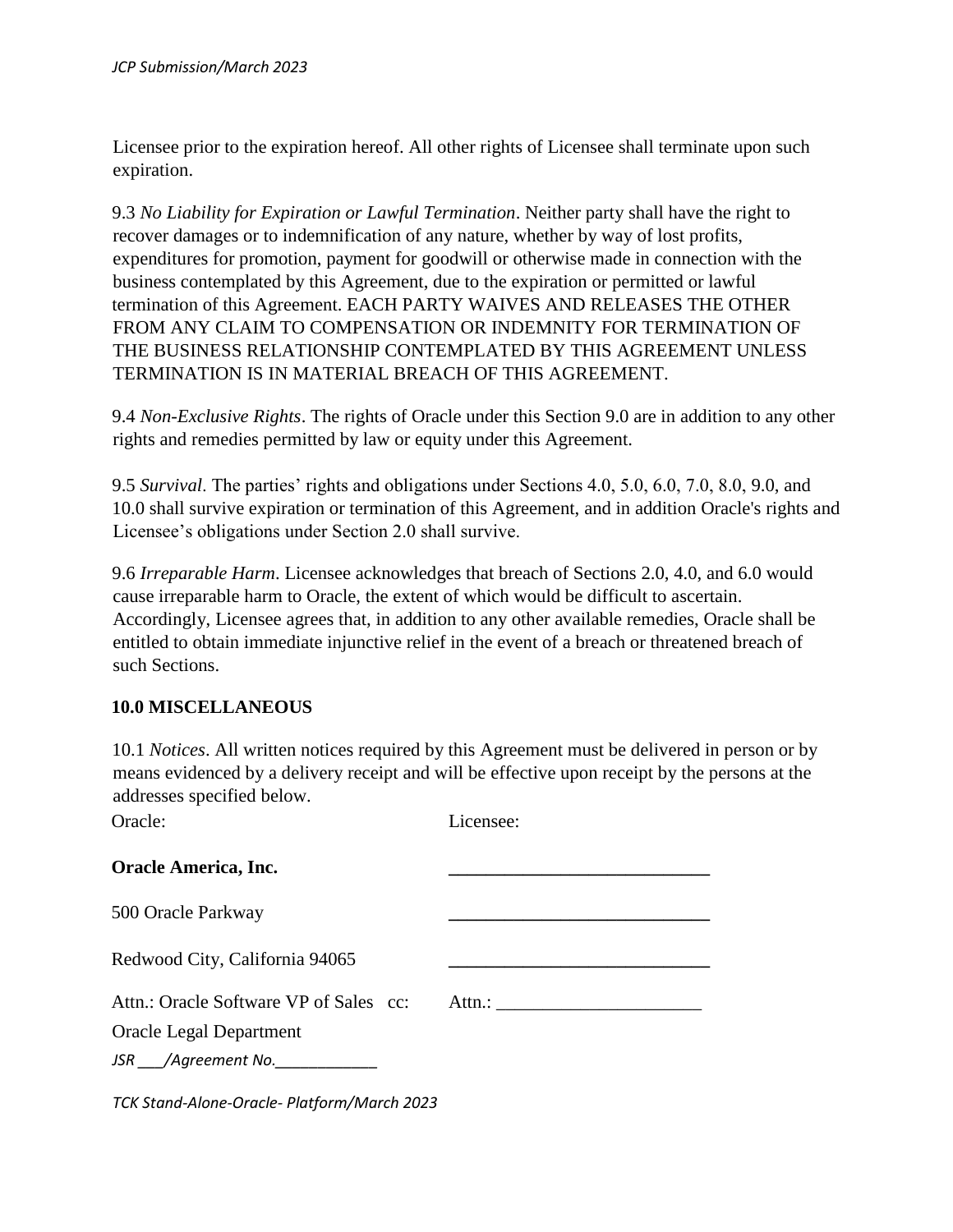Licensee prior to the expiration hereof. All other rights of Licensee shall terminate upon such expiration.

9.3 *No Liability for Expiration or Lawful Termination*. Neither party shall have the right to recover damages or to indemnification of any nature, whether by way of lost profits, expenditures for promotion, payment for goodwill or otherwise made in connection with the business contemplated by this Agreement, due to the expiration or permitted or lawful termination of this Agreement. EACH PARTY WAIVES AND RELEASES THE OTHER FROM ANY CLAIM TO COMPENSATION OR INDEMNITY FOR TERMINATION OF THE BUSINESS RELATIONSHIP CONTEMPLATED BY THIS AGREEMENT UNLESS TERMINATION IS IN MATERIAL BREACH OF THIS AGREEMENT.

9.4 *Non-Exclusive Rights*. The rights of Oracle under this Section 9.0 are in addition to any other rights and remedies permitted by law or equity under this Agreement.

9.5 *Survival*. The parties' rights and obligations under Sections 4.0, 5.0, 6.0, 7.0, 8.0, 9.0, and 10.0 shall survive expiration or termination of this Agreement, and in addition Oracle's rights and Licensee's obligations under Section 2.0 shall survive.

9.6 *Irreparable Harm*. Licensee acknowledges that breach of Sections 2.0, 4.0, and 6.0 would cause irreparable harm to Oracle, the extent of which would be difficult to ascertain. Accordingly, Licensee agrees that, in addition to any other available remedies, Oracle shall be entitled to obtain immediate injunctive relief in the event of a breach or threatened breach of such Sections.

**10.0 MISCELLANEOUS**

10.1 *Notices*. All written notices required by this Agreement must be delivered in person or by means evidenced by a delivery receipt and will be effective upon receipt by the persons at the addresses specified below.

| Oracle: | Licensee: |
|---|---|
| **Oracle America, Inc.** | ____________________________ |
| 500 Oracle Parkway | ____________________________ |
| Redwood City, California 94065 | ____________________________ |
| Attn.: Oracle Software VP of Sales cc: | Attn.: ______________________ |
| Oracle Legal Department | |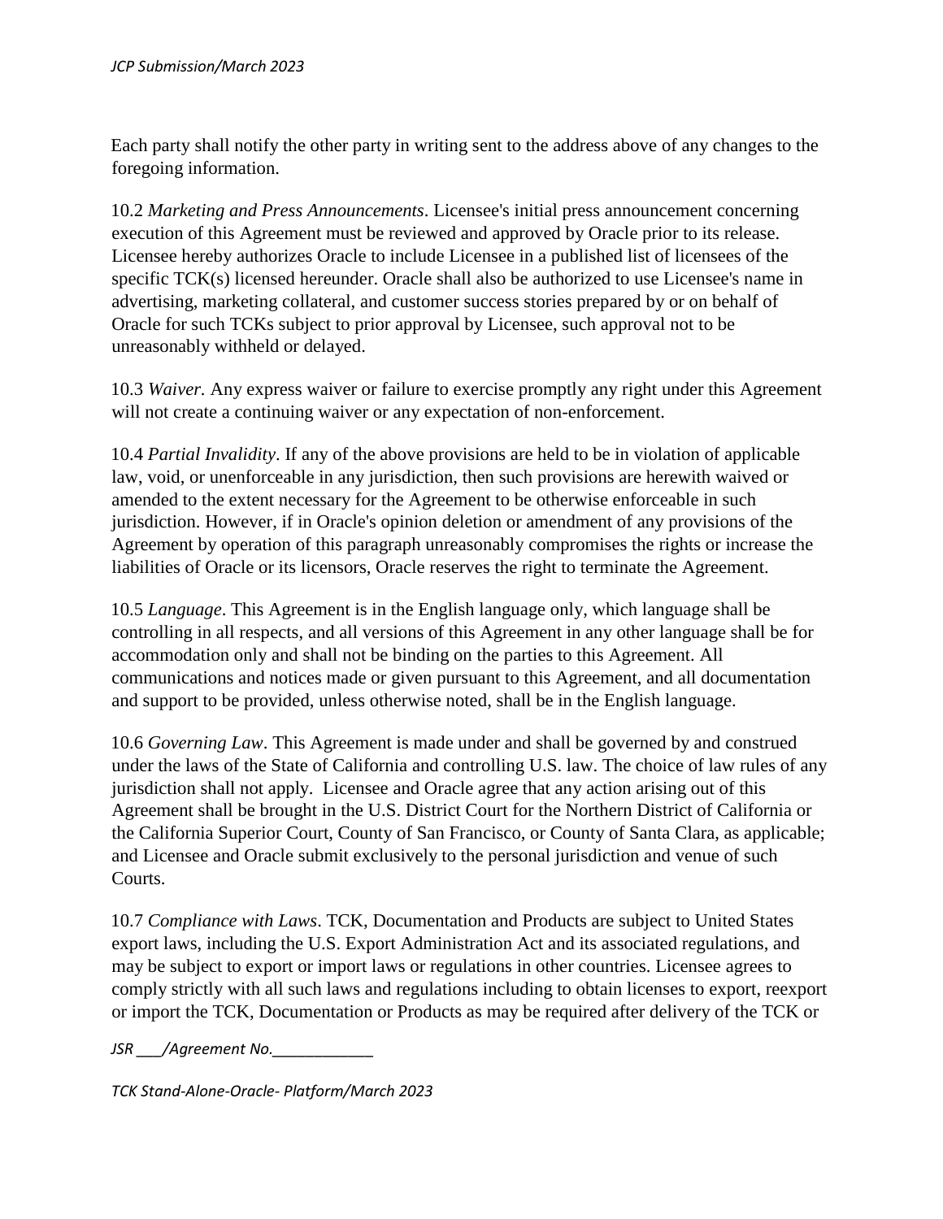Each party shall notify the other party in writing sent to the address above of any changes to the foregoing information.

10.2 *Marketing and Press Announcements*. Licensee's initial press announcement concerning execution of this Agreement must be reviewed and approved by Oracle prior to its release. Licensee hereby authorizes Oracle to include Licensee in a published list of licensees of the specific TCK(s) licensed hereunder. Oracle shall also be authorized to use Licensee's name in advertising, marketing collateral, and customer success stories prepared by or on behalf of Oracle for such TCKs subject to prior approval by Licensee, such approval not to be unreasonably withheld or delayed.

10.3 *Waiver*. Any express waiver or failure to exercise promptly any right under this Agreement will not create a continuing waiver or any expectation of non-enforcement.

10.4 *Partial Invalidity*. If any of the above provisions are held to be in violation of applicable law, void, or unenforceable in any jurisdiction, then such provisions are herewith waived or amended to the extent necessary for the Agreement to be otherwise enforceable in such jurisdiction. However, if in Oracle's opinion deletion or amendment of any provisions of the Agreement by operation of this paragraph unreasonably compromises the rights or increase the liabilities of Oracle or its licensors, Oracle reserves the right to terminate the Agreement.

10.5 *Language*. This Agreement is in the English language only, which language shall be controlling in all respects, and all versions of this Agreement in any other language shall be for accommodation only and shall not be binding on the parties to this Agreement. All communications and notices made or given pursuant to this Agreement, and all documentation and support to be provided, unless otherwise noted, shall be in the English language.

10.6 *Governing Law*. This Agreement is made under and shall be governed by and construed under the laws of the State of California and controlling U.S. law. The choice of law rules of any jurisdiction shall not apply. Licensee and Oracle agree that any action arising out of this Agreement shall be brought in the U.S. District Court for the Northern District of California or the California Superior Court, County of San Francisco, or County of Santa Clara, as applicable; and Licensee and Oracle submit exclusively to the personal jurisdiction and venue of such Courts.

10.7 *Compliance with Laws*. TCK, Documentation and Products are subject to United States export laws, including the U.S. Export Administration Act and its associated regulations, and may be subject to export or import laws or regulations in other countries. Licensee agrees to comply strictly with all such laws and regulations including to obtain licenses to export, reexport or import the TCK, Documentation or Products as may be required after delivery of the TCK or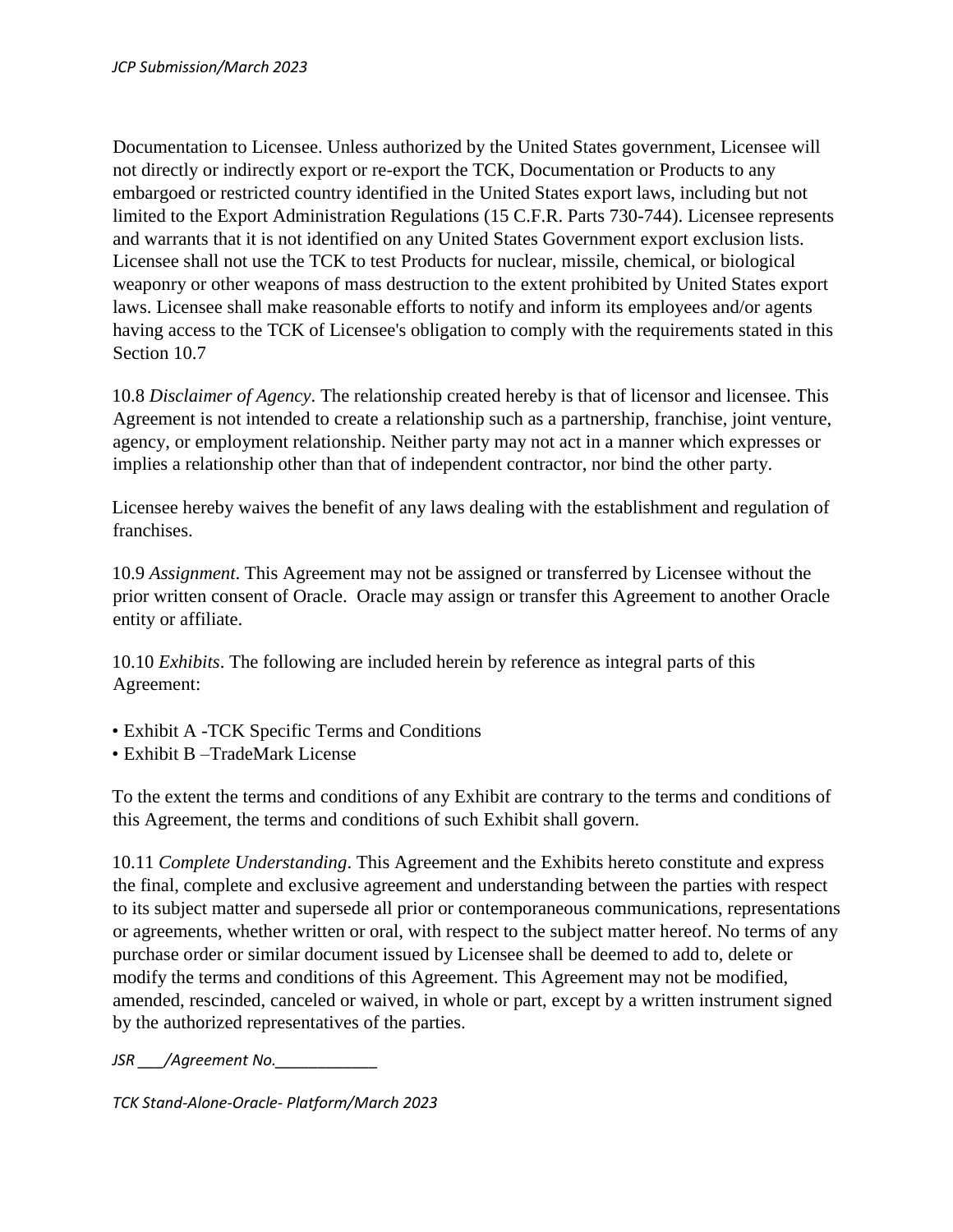Documentation to Licensee. Unless authorized by the United States government, Licensee will not directly or indirectly export or re-export the TCK, Documentation or Products to any embargoed or restricted country identified in the United States export laws, including but not limited to the Export Administration Regulations (15 C.F.R. Parts 730-744). Licensee represents and warrants that it is not identified on any United States Government export exclusion lists. Licensee shall not use the TCK to test Products for nuclear, missile, chemical, or biological weaponry or other weapons of mass destruction to the extent prohibited by United States export laws. Licensee shall make reasonable efforts to notify and inform its employees and/or agents having access to the TCK of Licensee's obligation to comply with the requirements stated in this Section 10.7

10.8 *Disclaimer of Agency*. The relationship created hereby is that of licensor and licensee. This Agreement is not intended to create a relationship such as a partnership, franchise, joint venture, agency, or employment relationship. Neither party may not act in a manner which expresses or implies a relationship other than that of independent contractor, nor bind the other party.

Licensee hereby waives the benefit of any laws dealing with the establishment and regulation of franchises.

10.9 *Assignment*. This Agreement may not be assigned or transferred by Licensee without the prior written consent of Oracle. Oracle may assign or transfer this Agreement to another Oracle entity or affiliate.

10.10 *Exhibits*. The following are included herein by reference as integral parts of this Agreement:

- Exhibit A -TCK Specific Terms and Conditions
- Exhibit B –TradeMark License

To the extent the terms and conditions of any Exhibit are contrary to the terms and conditions of this Agreement, the terms and conditions of such Exhibit shall govern.

10.11 *Complete Understanding*. This Agreement and the Exhibits hereto constitute and express the final, complete and exclusive agreement and understanding between the parties with respect to its subject matter and supersede all prior or contemporaneous communications, representations or agreements, whether written or oral, with respect to the subject matter hereof. No terms of any purchase order or similar document issued by Licensee shall be deemed to add to, delete or modify the terms and conditions of this Agreement. This Agreement may not be modified, amended, rescinded, canceled or waived, in whole or part, except by a written instrument signed by the authorized representatives of the parties.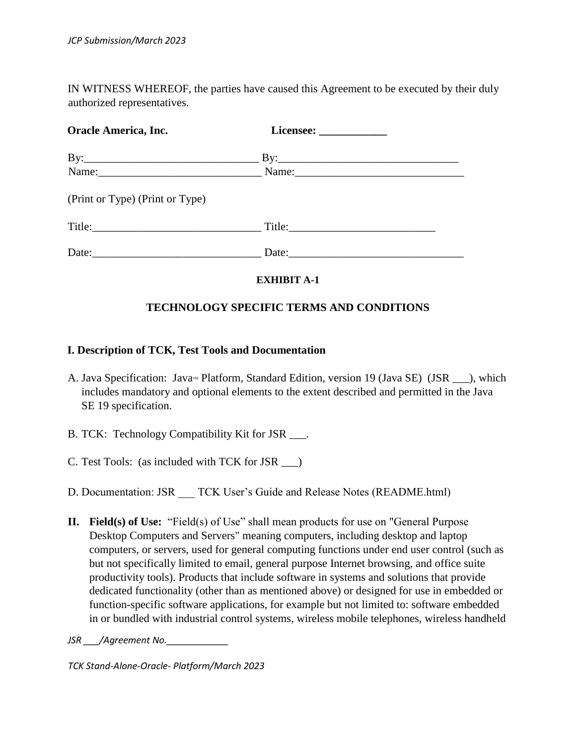IN WITNESS WHEREOF, the parties have caused this Agreement to be executed by their duly authorized representatives.

| **Oracle America, Inc.** | **Licensee: ____________** |
| --- | --- |
| By:______________________________ | By:________________________________ |
| Name:____________________________ | Name:_____________________________ |
| (Print or Type) | (Print or Type) |
| Title:_____________________________ | Title:__________________________ |
| Date:_____________________________ | Date:______________________________ |

**EXHIBIT A-1**

## TECHNOLOGY SPECIFIC TERMS AND CONDITIONS

### I. Description of TCK, Test Tools and Documentation

A. Java Specification: Java™ Platform, Standard Edition, version 19 (Java SE) (JSR ___), which includes mandatory and optional elements to the extent described and permitted in the Java SE 19 specification.

B. TCK: Technology Compatibility Kit for JSR ___.

C. Test Tools: (as included with TCK for JSR ___)

D. Documentation: JSR ___ TCK User's Guide and Release Notes (README.html)

**II. Field(s) of Use:** "Field(s) of Use" shall mean products for use on "General Purpose Desktop Computers and Servers" meaning computers, including desktop and laptop computers, or servers, used for general computing functions under end user control (such as but not specifically limited to email, general purpose Internet browsing, and office suite productivity tools). Products that include software in systems and solutions that provide dedicated functionality (other than as mentioned above) or designed for use in embedded or function-specific software applications, for example but not limited to: software embedded in or bundled with industrial control systems, wireless mobile telephones, wireless handheld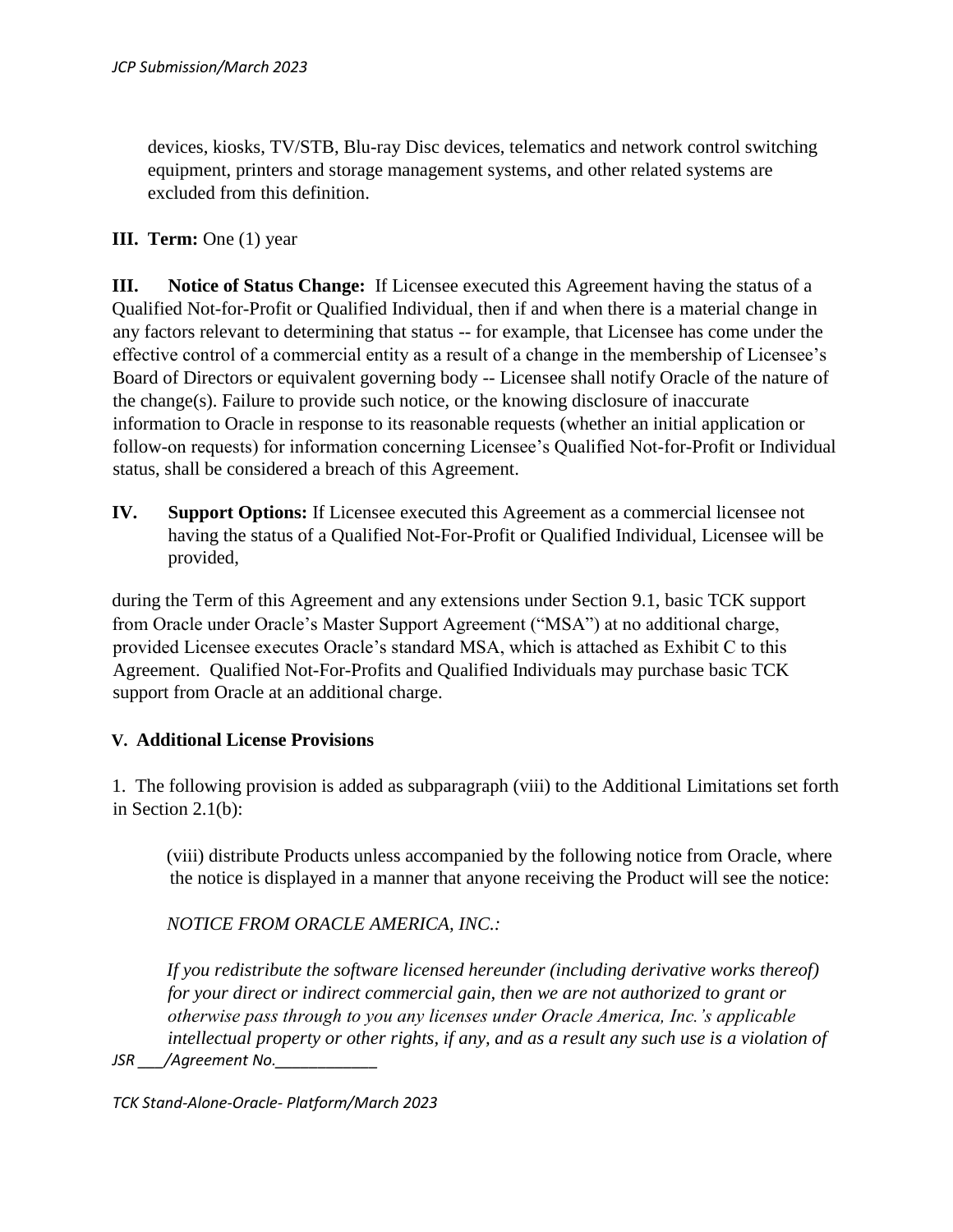devices, kiosks, TV/STB, Blu-ray Disc devices, telematics and network control switching equipment, printers and storage management systems, and other related systems are excluded from this definition.

**III. Term:** One (1) year

**III. Notice of Status Change:** If Licensee executed this Agreement having the status of a Qualified Not-for-Profit or Qualified Individual, then if and when there is a material change in any factors relevant to determining that status -- for example, that Licensee has come under the effective control of a commercial entity as a result of a change in the membership of Licensee's Board of Directors or equivalent governing body -- Licensee shall notify Oracle of the nature of the change(s). Failure to provide such notice, or the knowing disclosure of inaccurate information to Oracle in response to its reasonable requests (whether an initial application or follow-on requests) for information concerning Licensee's Qualified Not-for-Profit or Individual status, shall be considered a breach of this Agreement.

**IV. Support Options:** If Licensee executed this Agreement as a commercial licensee not having the status of a Qualified Not-For-Profit or Qualified Individual, Licensee will be provided,

during the Term of this Agreement and any extensions under Section 9.1, basic TCK support from Oracle under Oracle's Master Support Agreement ("MSA") at no additional charge, provided Licensee executes Oracle's standard MSA, which is attached as Exhibit C to this Agreement. Qualified Not-For-Profits and Qualified Individuals may purchase basic TCK support from Oracle at an additional charge.

**V. Additional License Provisions**

1. The following provision is added as subparagraph (viii) to the Additional Limitations set forth in Section 2.1(b):

(viii) distribute Products unless accompanied by the following notice from Oracle, where the notice is displayed in a manner that anyone receiving the Product will see the notice:

*NOTICE FROM ORACLE AMERICA, INC.:*

*If you redistribute the software licensed hereunder (including derivative works thereof) for your direct or indirect commercial gain, then we are not authorized to grant or otherwise pass through to you any licenses under Oracle America, Inc.'s applicable intellectual property or other rights, if any, and as a result any such use is a violation of*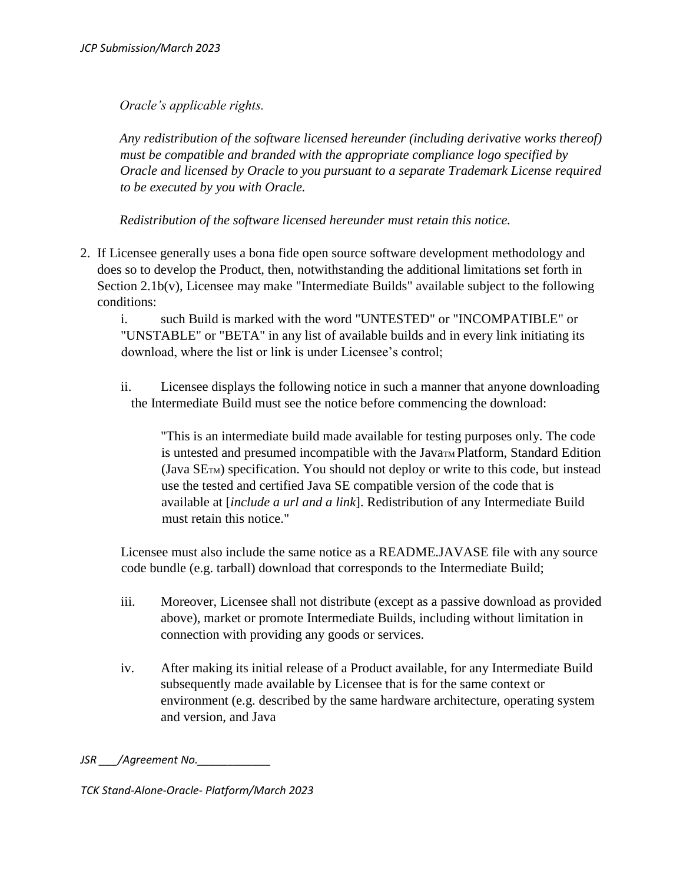*Oracle's applicable rights.*

*Any redistribution of the software licensed hereunder (including derivative works thereof) must be compatible and branded with the appropriate compliance logo specified by Oracle and licensed by Oracle to you pursuant to a separate Trademark License required to be executed by you with Oracle.*

*Redistribution of the software licensed hereunder must retain this notice.*

2. If Licensee generally uses a bona fide open source software development methodology and does so to develop the Product, then, notwithstanding the additional limitations set forth in Section 2.1b(v), Licensee may make "Intermediate Builds" available subject to the following conditions:

   i. such Build is marked with the word "UNTESTED" or "INCOMPATIBLE" or "UNSTABLE" or "BETA" in any list of available builds and in every link initiating its download, where the list or link is under Licensee's control;

   ii. Licensee displays the following notice in such a manner that anyone downloading the Intermediate Build must see the notice before commencing the download:

   > "This is an intermediate build made available for testing purposes only. The code is untested and presumed incompatible with the Java™ Platform, Standard Edition (Java SE™) specification. You should not deploy or write to this code, but instead use the tested and certified Java SE compatible version of the code that is available at [*include a url and a link*]. Redistribution of any Intermediate Build must retain this notice."

   Licensee must also include the same notice as a README.JAVASE file with any source code bundle (e.g. tarball) download that corresponds to the Intermediate Build;

   iii. Moreover, Licensee shall not distribute (except as a passive download as provided above), market or promote Intermediate Builds, including without limitation in connection with providing any goods or services.

   iv. After making its initial release of a Product available, for any Intermediate Build subsequently made available by Licensee that is for the same context or environment (e.g. described by the same hardware architecture, operating system and version, and Java

*JSR \_\_\_/Agreement No.\_\_\_\_\_\_\_\_\_\_\_\_*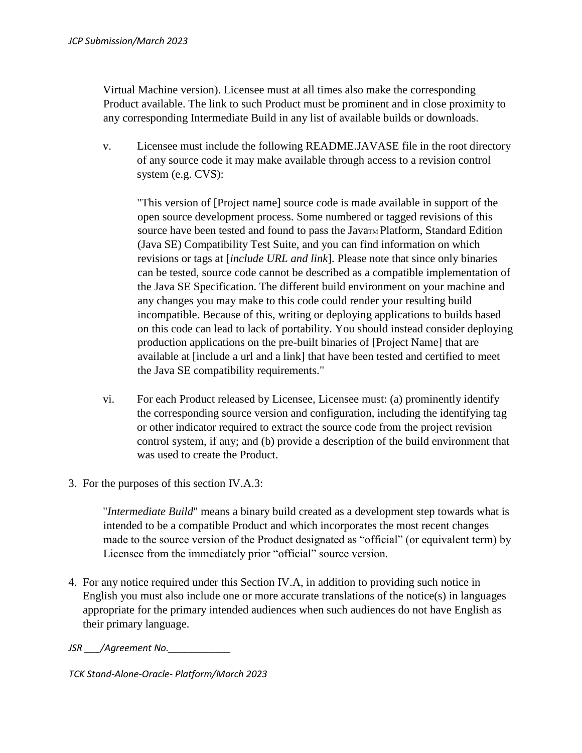Virtual Machine version). Licensee must at all times also make the corresponding Product available. The link to such Product must be prominent and in close proximity to any corresponding Intermediate Build in any list of available builds or downloads.

v. Licensee must include the following README.JAVASE file in the root directory of any source code it may make available through access to a revision control system (e.g. CVS):

"This version of [Project name] source code is made available in support of the open source development process. Some numbered or tagged revisions of this source have been tested and found to pass the Java™ Platform, Standard Edition (Java SE) Compatibility Test Suite, and you can find information on which revisions or tags at [*include URL and link*]. Please note that since only binaries can be tested, source code cannot be described as a compatible implementation of the Java SE Specification. The different build environment on your machine and any changes you may make to this code could render your resulting build incompatible. Because of this, writing or deploying applications to builds based on this code can lead to lack of portability. You should instead consider deploying production applications on the pre-built binaries of [Project Name] that are available at [include a url and a link] that have been tested and certified to meet the Java SE compatibility requirements."

vi. For each Product released by Licensee, Licensee must: (a) prominently identify the corresponding source version and configuration, including the identifying tag or other indicator required to extract the source code from the project revision control system, if any; and (b) provide a description of the build environment that was used to create the Product.

3. For the purposes of this section IV.A.3:

"*Intermediate Build*" means a binary build created as a development step towards what is intended to be a compatible Product and which incorporates the most recent changes made to the source version of the Product designated as "official" (or equivalent term) by Licensee from the immediately prior "official" source version.

4. For any notice required under this Section IV.A, in addition to providing such notice in English you must also include one or more accurate translations of the notice(s) in languages appropriate for the primary intended audiences when such audiences do not have English as their primary language.

*JSR \_\_\_/Agreement No.\_\_\_\_\_\_\_\_\_\_\_\_*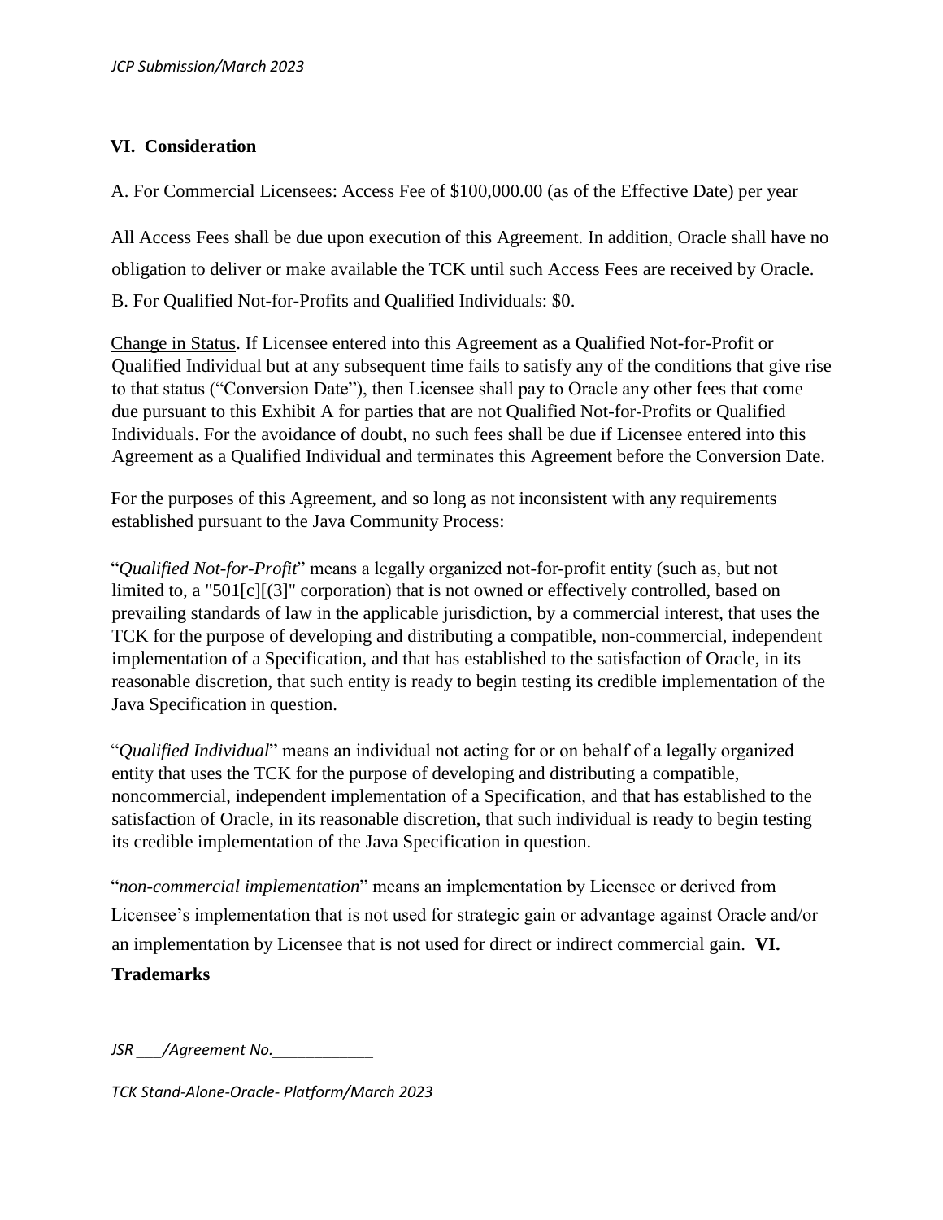## VI. Consideration

A. For Commercial Licensees: Access Fee of $100,000.00 (as of the Effective Date) per year

All Access Fees shall be due upon execution of this Agreement. In addition, Oracle shall have no obligation to deliver or make available the TCK until such Access Fees are received by Oracle.

B. For Qualified Not-for-Profits and Qualified Individuals: $0.

Change in Status. If Licensee entered into this Agreement as a Qualified Not-for-Profit or Qualified Individual but at any subsequent time fails to satisfy any of the conditions that give rise to that status ("Conversion Date"), then Licensee shall pay to Oracle any other fees that come due pursuant to this Exhibit A for parties that are not Qualified Not-for-Profits or Qualified Individuals. For the avoidance of doubt, no such fees shall be due if Licensee entered into this Agreement as a Qualified Individual and terminates this Agreement before the Conversion Date.

For the purposes of this Agreement, and so long as not inconsistent with any requirements established pursuant to the Java Community Process:

"*Qualified Not-for-Profit*" means a legally organized not-for-profit entity (such as, but not limited to, a "501[c][(3]" corporation) that is not owned or effectively controlled, based on prevailing standards of law in the applicable jurisdiction, by a commercial interest, that uses the TCK for the purpose of developing and distributing a compatible, non-commercial, independent implementation of a Specification, and that has established to the satisfaction of Oracle, in its reasonable discretion, that such entity is ready to begin testing its credible implementation of the Java Specification in question.

"*Qualified Individual*" means an individual not acting for or on behalf of a legally organized entity that uses the TCK for the purpose of developing and distributing a compatible, noncommercial, independent implementation of a Specification, and that has established to the satisfaction of Oracle, in its reasonable discretion, that such individual is ready to begin testing its credible implementation of the Java Specification in question.

"*non-commercial implementation*" means an implementation by Licensee or derived from Licensee's implementation that is not used for strategic gain or advantage against Oracle and/or an implementation by Licensee that is not used for direct or indirect commercial gain.

## VI. Trademarks

*JSR \_\_\_/Agreement No.\_\_\_\_\_\_\_\_\_\_\_\_*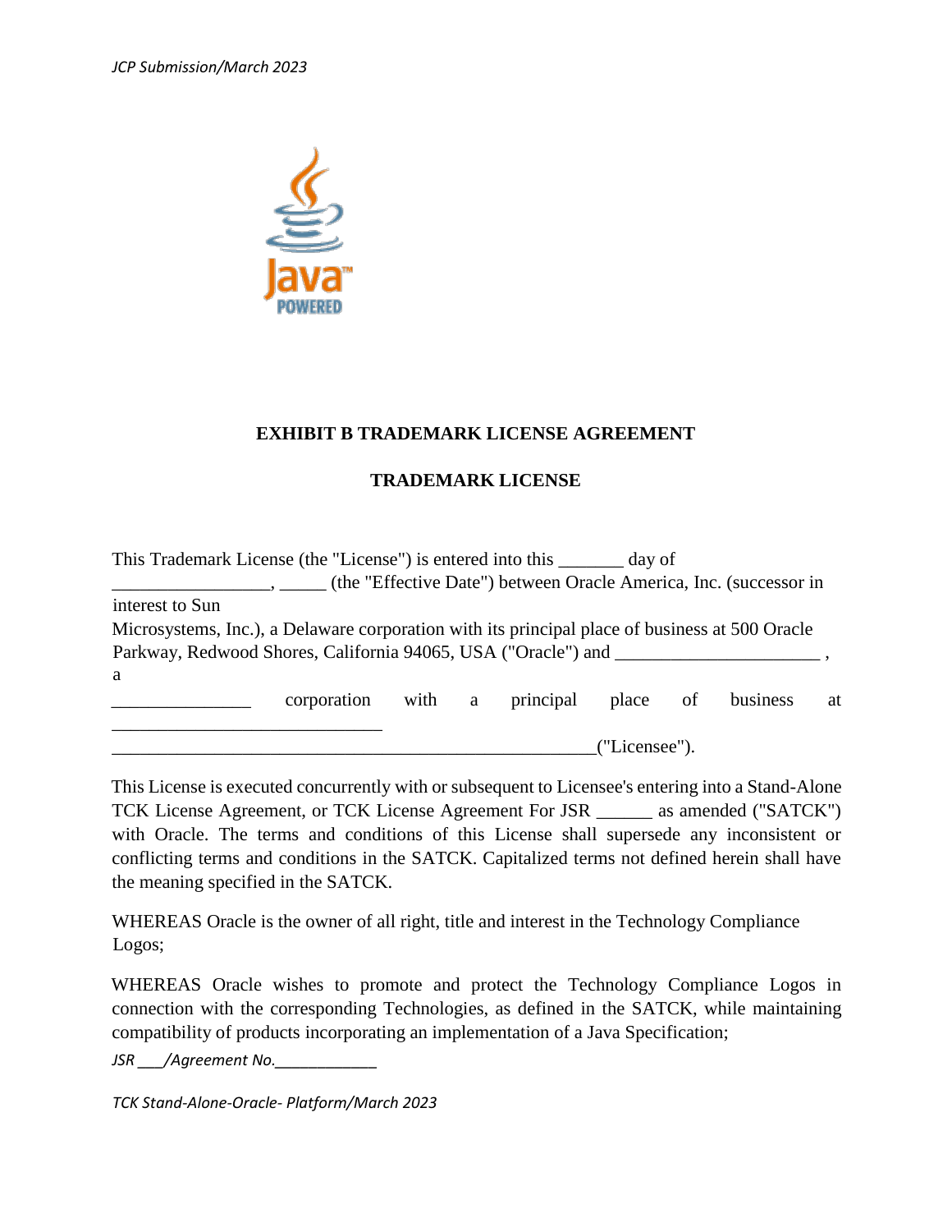## EXHIBIT B TRADEMARK LICENSE AGREEMENT

## TRADEMARK LICENSE

This Trademark License (the "License") is entered into this _______ day of _________________, _____ (the "Effective Date") between Oracle America, Inc. (successor in interest to Sun Microsystems, Inc.), a Delaware corporation with its principal place of business at 500 Oracle Parkway, Redwood Shores, California 94065, USA ("Oracle") and ______________________ , a _______________ corporation with a principal place of business at _____________________________ ______________________________________________________("Licensee").

This License is executed concurrently with or subsequent to Licensee's entering into a Stand-Alone TCK License Agreement, or TCK License Agreement For JSR ______ as amended ("SATCK") with Oracle. The terms and conditions of this License shall supersede any inconsistent or conflicting terms and conditions in the SATCK. Capitalized terms not defined herein shall have the meaning specified in the SATCK.

WHEREAS Oracle is the owner of all right, title and interest in the Technology Compliance Logos;

WHEREAS Oracle wishes to promote and protect the Technology Compliance Logos in connection with the corresponding Technologies, as defined in the SATCK, while maintaining compatibility of products incorporating an implementation of a Java Specification;

*JSR ___/Agreement No.____________*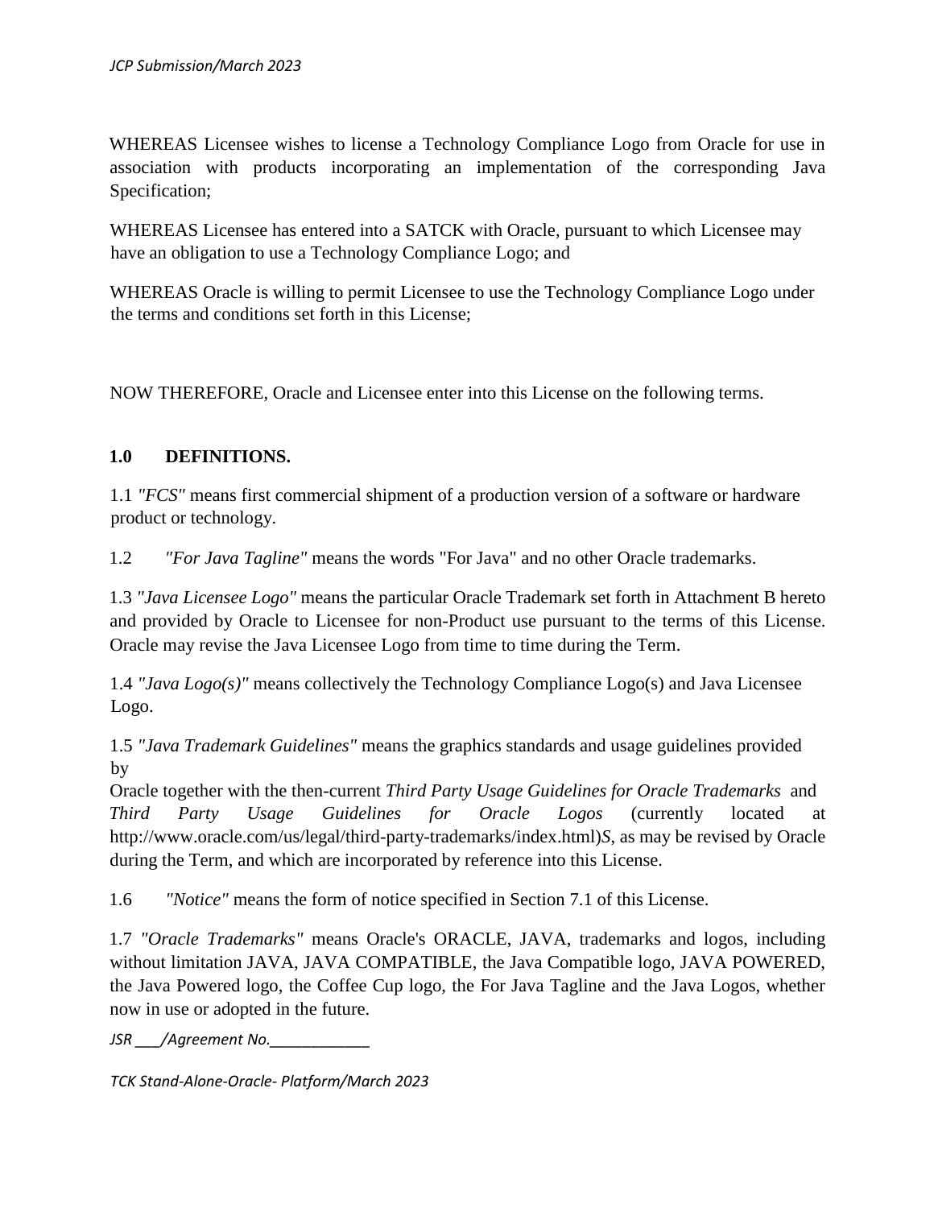WHEREAS Licensee wishes to license a Technology Compliance Logo from Oracle for use in association with products incorporating an implementation of the corresponding Java Specification;

WHEREAS Licensee has entered into a SATCK with Oracle, pursuant to which Licensee may have an obligation to use a Technology Compliance Logo; and

WHEREAS Oracle is willing to permit Licensee to use the Technology Compliance Logo under the terms and conditions set forth in this License;

NOW THEREFORE, Oracle and Licensee enter into this License on the following terms.

## 1.0 DEFINITIONS.

1.1 *"FCS"* means first commercial shipment of a production version of a software or hardware product or technology.

1.2 *"For Java Tagline"* means the words "For Java" and no other Oracle trademarks.

1.3 *"Java Licensee Logo"* means the particular Oracle Trademark set forth in Attachment B hereto and provided by Oracle to Licensee for non-Product use pursuant to the terms of this License. Oracle may revise the Java Licensee Logo from time to time during the Term.

1.4 *"Java Logo(s)"* means collectively the Technology Compliance Logo(s) and Java Licensee Logo.

1.5 *"Java Trademark Guidelines"* means the graphics standards and usage guidelines provided by Oracle together with the then-current *Third Party Usage Guidelines for Oracle Trademarks* and *Third Party Usage Guidelines for Oracle Logos* (currently located at http://www.oracle.com/us/legal/third-party-trademarks/index.html)*S*, as may be revised by Oracle during the Term, and which are incorporated by reference into this License.

1.6 *"Notice"* means the form of notice specified in Section 7.1 of this License.

1.7 *"Oracle Trademarks"* means Oracle's ORACLE, JAVA, trademarks and logos, including without limitation JAVA, JAVA COMPATIBLE, the Java Compatible logo, JAVA POWERED, the Java Powered logo, the Coffee Cup logo, the For Java Tagline and the Java Logos, whether now in use or adopted in the future.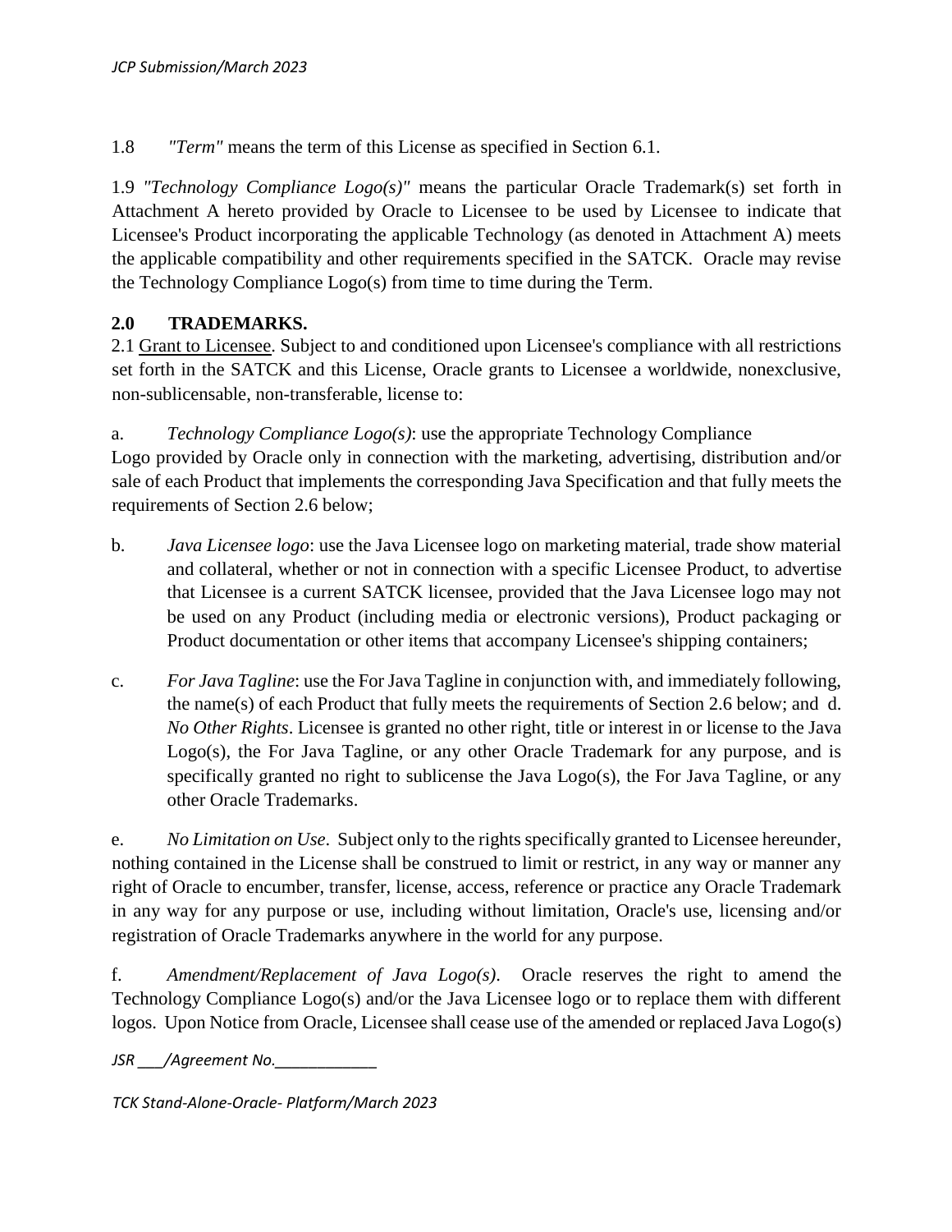1.8 *"Term"* means the term of this License as specified in Section 6.1.

1.9 *"Technology Compliance Logo(s)"* means the particular Oracle Trademark(s) set forth in Attachment A hereto provided by Oracle to Licensee to be used by Licensee to indicate that Licensee's Product incorporating the applicable Technology (as denoted in Attachment A) meets the applicable compatibility and other requirements specified in the SATCK. Oracle may revise the Technology Compliance Logo(s) from time to time during the Term.

**2.0 TRADEMARKS.**

2.1 Grant to Licensee. Subject to and conditioned upon Licensee's compliance with all restrictions set forth in the SATCK and this License, Oracle grants to Licensee a worldwide, nonexclusive, non-sublicensable, non-transferable, license to:

a. *Technology Compliance Logo(s)*: use the appropriate Technology Compliance Logo provided by Oracle only in connection with the marketing, advertising, distribution and/or sale of each Product that implements the corresponding Java Specification and that fully meets the requirements of Section 2.6 below;

b. *Java Licensee logo*: use the Java Licensee logo on marketing material, trade show material and collateral, whether or not in connection with a specific Licensee Product, to advertise that Licensee is a current SATCK licensee, provided that the Java Licensee logo may not be used on any Product (including media or electronic versions), Product packaging or Product documentation or other items that accompany Licensee's shipping containers;

c. *For Java Tagline*: use the For Java Tagline in conjunction with, and immediately following, the name(s) of each Product that fully meets the requirements of Section 2.6 below; and

d. *No Other Rights*. Licensee is granted no other right, title or interest in or license to the Java Logo(s), the For Java Tagline, or any other Oracle Trademark for any purpose, and is specifically granted no right to sublicense the Java Logo(s), the For Java Tagline, or any other Oracle Trademarks.

e. *No Limitation on Use*. Subject only to the rights specifically granted to Licensee hereunder, nothing contained in the License shall be construed to limit or restrict, in any way or manner any right of Oracle to encumber, transfer, license, access, reference or practice any Oracle Trademark in any way for any purpose or use, including without limitation, Oracle's use, licensing and/or registration of Oracle Trademarks anywhere in the world for any purpose.

f. *Amendment/Replacement of Java Logo(s)*. Oracle reserves the right to amend the Technology Compliance Logo(s) and/or the Java Licensee logo or to replace them with different logos. Upon Notice from Oracle, Licensee shall cease use of the amended or replaced Java Logo(s)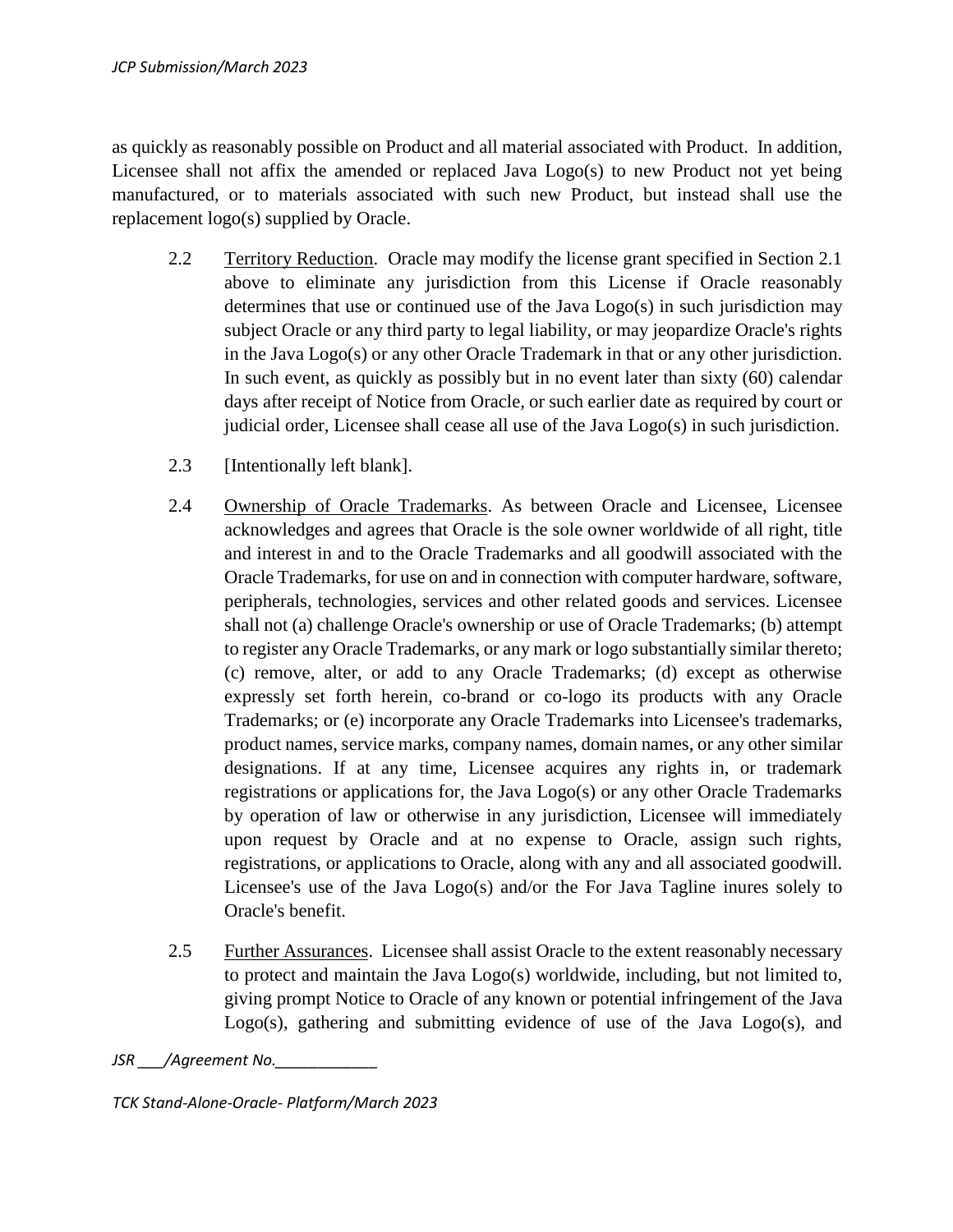as quickly as reasonably possible on Product and all material associated with Product. In addition, Licensee shall not affix the amended or replaced Java Logo(s) to new Product not yet being manufactured, or to materials associated with such new Product, but instead shall use the replacement logo(s) supplied by Oracle.

2.2 Territory Reduction. Oracle may modify the license grant specified in Section 2.1 above to eliminate any jurisdiction from this License if Oracle reasonably determines that use or continued use of the Java Logo(s) in such jurisdiction may subject Oracle or any third party to legal liability, or may jeopardize Oracle's rights in the Java Logo(s) or any other Oracle Trademark in that or any other jurisdiction. In such event, as quickly as possibly but in no event later than sixty (60) calendar days after receipt of Notice from Oracle, or such earlier date as required by court or judicial order, Licensee shall cease all use of the Java Logo(s) in such jurisdiction.

2.3 [Intentionally left blank].

2.4 Ownership of Oracle Trademarks. As between Oracle and Licensee, Licensee acknowledges and agrees that Oracle is the sole owner worldwide of all right, title and interest in and to the Oracle Trademarks and all goodwill associated with the Oracle Trademarks, for use on and in connection with computer hardware, software, peripherals, technologies, services and other related goods and services. Licensee shall not (a) challenge Oracle's ownership or use of Oracle Trademarks; (b) attempt to register any Oracle Trademarks, or any mark or logo substantially similar thereto; (c) remove, alter, or add to any Oracle Trademarks; (d) except as otherwise expressly set forth herein, co-brand or co-logo its products with any Oracle Trademarks; or (e) incorporate any Oracle Trademarks into Licensee's trademarks, product names, service marks, company names, domain names, or any other similar designations. If at any time, Licensee acquires any rights in, or trademark registrations or applications for, the Java Logo(s) or any other Oracle Trademarks by operation of law or otherwise in any jurisdiction, Licensee will immediately upon request by Oracle and at no expense to Oracle, assign such rights, registrations, or applications to Oracle, along with any and all associated goodwill. Licensee's use of the Java Logo(s) and/or the For Java Tagline inures solely to Oracle's benefit.

2.5 Further Assurances. Licensee shall assist Oracle to the extent reasonably necessary to protect and maintain the Java Logo(s) worldwide, including, but not limited to, giving prompt Notice to Oracle of any known or potential infringement of the Java Logo(s), gathering and submitting evidence of use of the Java Logo(s), and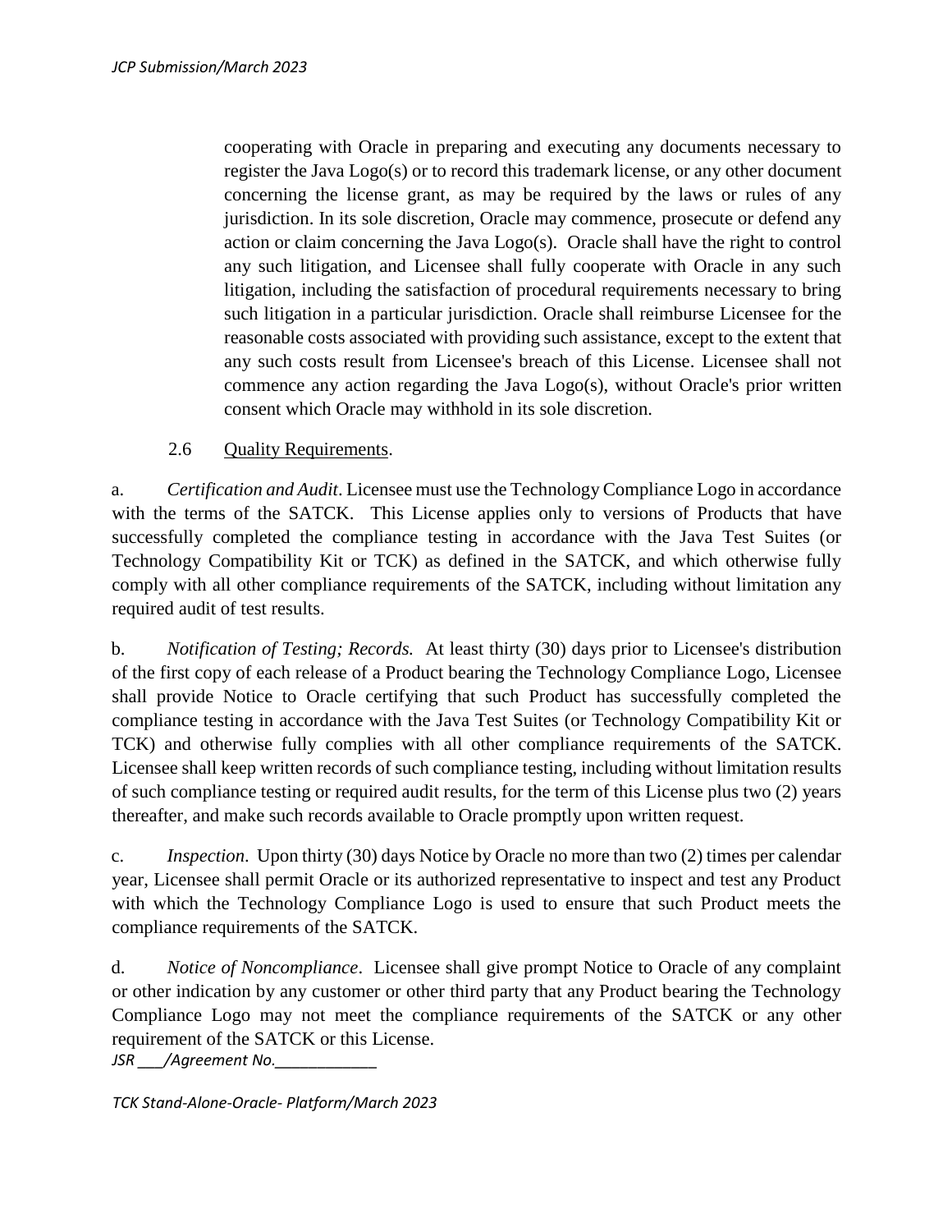cooperating with Oracle in preparing and executing any documents necessary to register the Java Logo(s) or to record this trademark license, or any other document concerning the license grant, as may be required by the laws or rules of any jurisdiction. In its sole discretion, Oracle may commence, prosecute or defend any action or claim concerning the Java Logo(s). Oracle shall have the right to control any such litigation, and Licensee shall fully cooperate with Oracle in any such litigation, including the satisfaction of procedural requirements necessary to bring such litigation in a particular jurisdiction. Oracle shall reimburse Licensee for the reasonable costs associated with providing such assistance, except to the extent that any such costs result from Licensee's breach of this License. Licensee shall not commence any action regarding the Java Logo(s), without Oracle's prior written consent which Oracle may withhold in its sole discretion.

2.6 Quality Requirements.

a. *Certification and Audit*. Licensee must use the Technology Compliance Logo in accordance with the terms of the SATCK. This License applies only to versions of Products that have successfully completed the compliance testing in accordance with the Java Test Suites (or Technology Compatibility Kit or TCK) as defined in the SATCK, and which otherwise fully comply with all other compliance requirements of the SATCK, including without limitation any required audit of test results.

b. *Notification of Testing; Records.* At least thirty (30) days prior to Licensee's distribution of the first copy of each release of a Product bearing the Technology Compliance Logo, Licensee shall provide Notice to Oracle certifying that such Product has successfully completed the compliance testing in accordance with the Java Test Suites (or Technology Compatibility Kit or TCK) and otherwise fully complies with all other compliance requirements of the SATCK. Licensee shall keep written records of such compliance testing, including without limitation results of such compliance testing or required audit results, for the term of this License plus two (2) years thereafter, and make such records available to Oracle promptly upon written request.

c. *Inspection*. Upon thirty (30) days Notice by Oracle no more than two (2) times per calendar year, Licensee shall permit Oracle or its authorized representative to inspect and test any Product with which the Technology Compliance Logo is used to ensure that such Product meets the compliance requirements of the SATCK.

d. *Notice of Noncompliance*. Licensee shall give prompt Notice to Oracle of any complaint or other indication by any customer or other third party that any Product bearing the Technology Compliance Logo may not meet the compliance requirements of the SATCK or any other requirement of the SATCK or this License.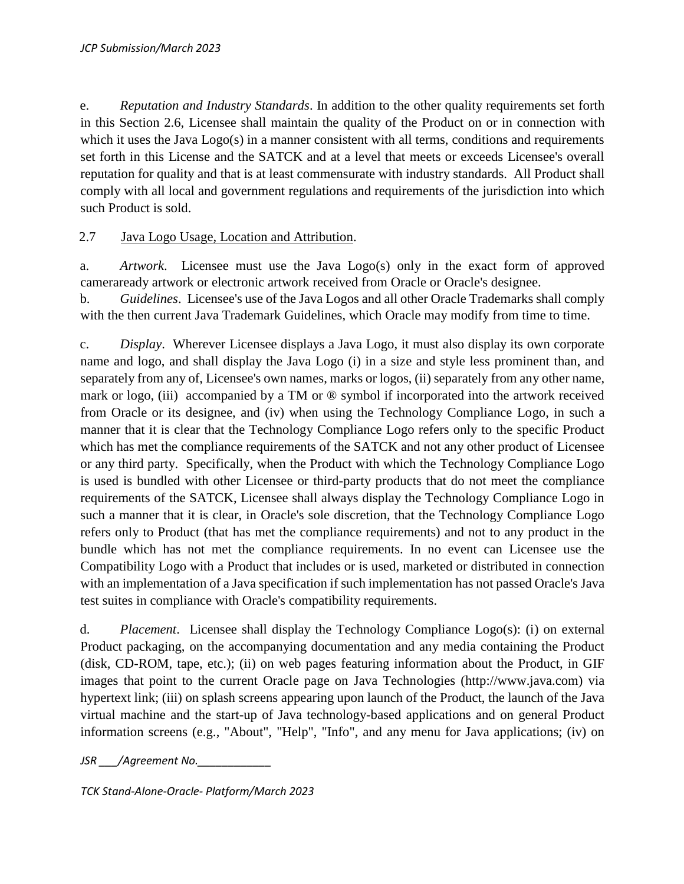e. *Reputation and Industry Standards*. In addition to the other quality requirements set forth in this Section 2.6, Licensee shall maintain the quality of the Product on or in connection with which it uses the Java Logo(s) in a manner consistent with all terms, conditions and requirements set forth in this License and the SATCK and at a level that meets or exceeds Licensee's overall reputation for quality and that is at least commensurate with industry standards. All Product shall comply with all local and government regulations and requirements of the jurisdiction into which such Product is sold.

2.7 <u>Java Logo Usage, Location and Attribution</u>.

a. *Artwork*. Licensee must use the Java Logo(s) only in the exact form of approved cameraready artwork or electronic artwork received from Oracle or Oracle's designee.

b. *Guidelines*. Licensee's use of the Java Logos and all other Oracle Trademarks shall comply with the then current Java Trademark Guidelines, which Oracle may modify from time to time.

c. *Display*. Wherever Licensee displays a Java Logo, it must also display its own corporate name and logo, and shall display the Java Logo (i) in a size and style less prominent than, and separately from any of, Licensee's own names, marks or logos, (ii) separately from any other name, mark or logo, (iii) accompanied by a TM or ® symbol if incorporated into the artwork received from Oracle or its designee, and (iv) when using the Technology Compliance Logo, in such a manner that it is clear that the Technology Compliance Logo refers only to the specific Product which has met the compliance requirements of the SATCK and not any other product of Licensee or any third party. Specifically, when the Product with which the Technology Compliance Logo is used is bundled with other Licensee or third-party products that do not meet the compliance requirements of the SATCK, Licensee shall always display the Technology Compliance Logo in such a manner that it is clear, in Oracle's sole discretion, that the Technology Compliance Logo refers only to Product (that has met the compliance requirements) and not to any product in the bundle which has not met the compliance requirements. In no event can Licensee use the Compatibility Logo with a Product that includes or is used, marketed or distributed in connection with an implementation of a Java specification if such implementation has not passed Oracle's Java test suites in compliance with Oracle's compatibility requirements.

d. *Placement*. Licensee shall display the Technology Compliance Logo(s): (i) on external Product packaging, on the accompanying documentation and any media containing the Product (disk, CD-ROM, tape, etc.); (ii) on web pages featuring information about the Product, in GIF images that point to the current Oracle page on Java Technologies (http://www.java.com) via hypertext link; (iii) on splash screens appearing upon launch of the Product, the launch of the Java virtual machine and the start-up of Java technology-based applications and on general Product information screens (e.g., "About", "Help", "Info", and any menu for Java applications; (iv) on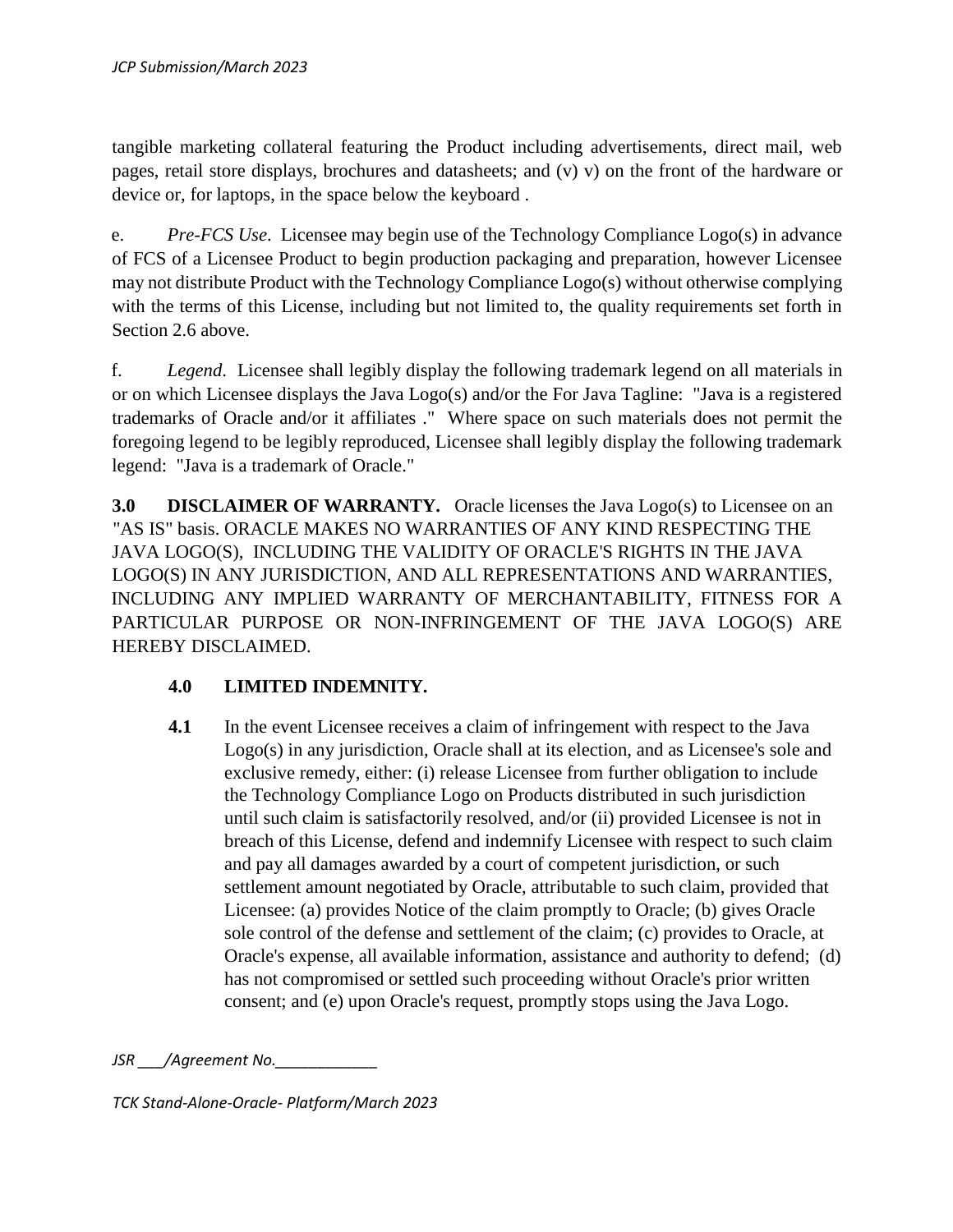tangible marketing collateral featuring the Product including advertisements, direct mail, web pages, retail store displays, brochures and datasheets; and (v) v) on the front of the hardware or device or, for laptops, in the space below the keyboard .

e. *Pre-FCS Use*. Licensee may begin use of the Technology Compliance Logo(s) in advance of FCS of a Licensee Product to begin production packaging and preparation, however Licensee may not distribute Product with the Technology Compliance Logo(s) without otherwise complying with the terms of this License, including but not limited to, the quality requirements set forth in Section 2.6 above.

f. *Legend*. Licensee shall legibly display the following trademark legend on all materials in or on which Licensee displays the Java Logo(s) and/or the For Java Tagline: "Java is a registered trademarks of Oracle and/or it affiliates ." Where space on such materials does not permit the foregoing legend to be legibly reproduced, Licensee shall legibly display the following trademark legend: "Java is a trademark of Oracle."

**3.0 DISCLAIMER OF WARRANTY.** Oracle licenses the Java Logo(s) to Licensee on an "AS IS" basis. ORACLE MAKES NO WARRANTIES OF ANY KIND RESPECTING THE JAVA LOGO(S), INCLUDING THE VALIDITY OF ORACLE'S RIGHTS IN THE JAVA LOGO(S) IN ANY JURISDICTION, AND ALL REPRESENTATIONS AND WARRANTIES, INCLUDING ANY IMPLIED WARRANTY OF MERCHANTABILITY, FITNESS FOR A PARTICULAR PURPOSE OR NON-INFRINGEMENT OF THE JAVA LOGO(S) ARE HEREBY DISCLAIMED.

**4.0 LIMITED INDEMNITY.**

**4.1** In the event Licensee receives a claim of infringement with respect to the Java Logo(s) in any jurisdiction, Oracle shall at its election, and as Licensee's sole and exclusive remedy, either: (i) release Licensee from further obligation to include the Technology Compliance Logo on Products distributed in such jurisdiction until such claim is satisfactorily resolved, and/or (ii) provided Licensee is not in breach of this License, defend and indemnify Licensee with respect to such claim and pay all damages awarded by a court of competent jurisdiction, or such settlement amount negotiated by Oracle, attributable to such claim, provided that Licensee: (a) provides Notice of the claim promptly to Oracle; (b) gives Oracle sole control of the defense and settlement of the claim; (c) provides to Oracle, at Oracle's expense, all available information, assistance and authority to defend; (d) has not compromised or settled such proceeding without Oracle's prior written consent; and (e) upon Oracle's request, promptly stops using the Java Logo.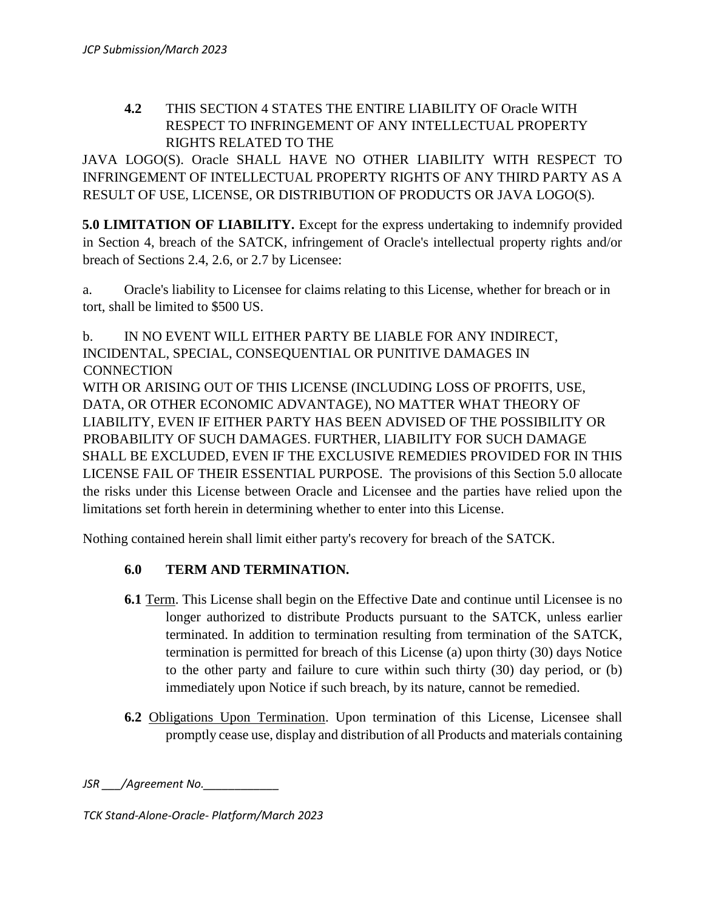**4.2** THIS SECTION 4 STATES THE ENTIRE LIABILITY OF Oracle WITH RESPECT TO INFRINGEMENT OF ANY INTELLECTUAL PROPERTY RIGHTS RELATED TO THE JAVA LOGO(S). Oracle SHALL HAVE NO OTHER LIABILITY WITH RESPECT TO INFRINGEMENT OF INTELLECTUAL PROPERTY RIGHTS OF ANY THIRD PARTY AS A RESULT OF USE, LICENSE, OR DISTRIBUTION OF PRODUCTS OR JAVA LOGO(S).

**5.0 LIMITATION OF LIABILITY.** Except for the express undertaking to indemnify provided in Section 4, breach of the SATCK, infringement of Oracle's intellectual property rights and/or breach of Sections 2.4, 2.6, or 2.7 by Licensee:

a. Oracle's liability to Licensee for claims relating to this License, whether for breach or in tort, shall be limited to $500 US.

b. IN NO EVENT WILL EITHER PARTY BE LIABLE FOR ANY INDIRECT, INCIDENTAL, SPECIAL, CONSEQUENTIAL OR PUNITIVE DAMAGES IN CONNECTION WITH OR ARISING OUT OF THIS LICENSE (INCLUDING LOSS OF PROFITS, USE, DATA, OR OTHER ECONOMIC ADVANTAGE), NO MATTER WHAT THEORY OF LIABILITY, EVEN IF EITHER PARTY HAS BEEN ADVISED OF THE POSSIBILITY OR PROBABILITY OF SUCH DAMAGES. FURTHER, LIABILITY FOR SUCH DAMAGE SHALL BE EXCLUDED, EVEN IF THE EXCLUSIVE REMEDIES PROVIDED FOR IN THIS LICENSE FAIL OF THEIR ESSENTIAL PURPOSE. The provisions of this Section 5.0 allocate the risks under this License between Oracle and Licensee and the parties have relied upon the limitations set forth herein in determining whether to enter into this License.

Nothing contained herein shall limit either party's recovery for breach of the SATCK.

**6.0 TERM AND TERMINATION.**

**6.1** Term. This License shall begin on the Effective Date and continue until Licensee is no longer authorized to distribute Products pursuant to the SATCK, unless earlier terminated. In addition to termination resulting from termination of the SATCK, termination is permitted for breach of this License (a) upon thirty (30) days Notice to the other party and failure to cure within such thirty (30) day period, or (b) immediately upon Notice if such breach, by its nature, cannot be remedied.

**6.2** Obligations Upon Termination. Upon termination of this License, Licensee shall promptly cease use, display and distribution of all Products and materials containing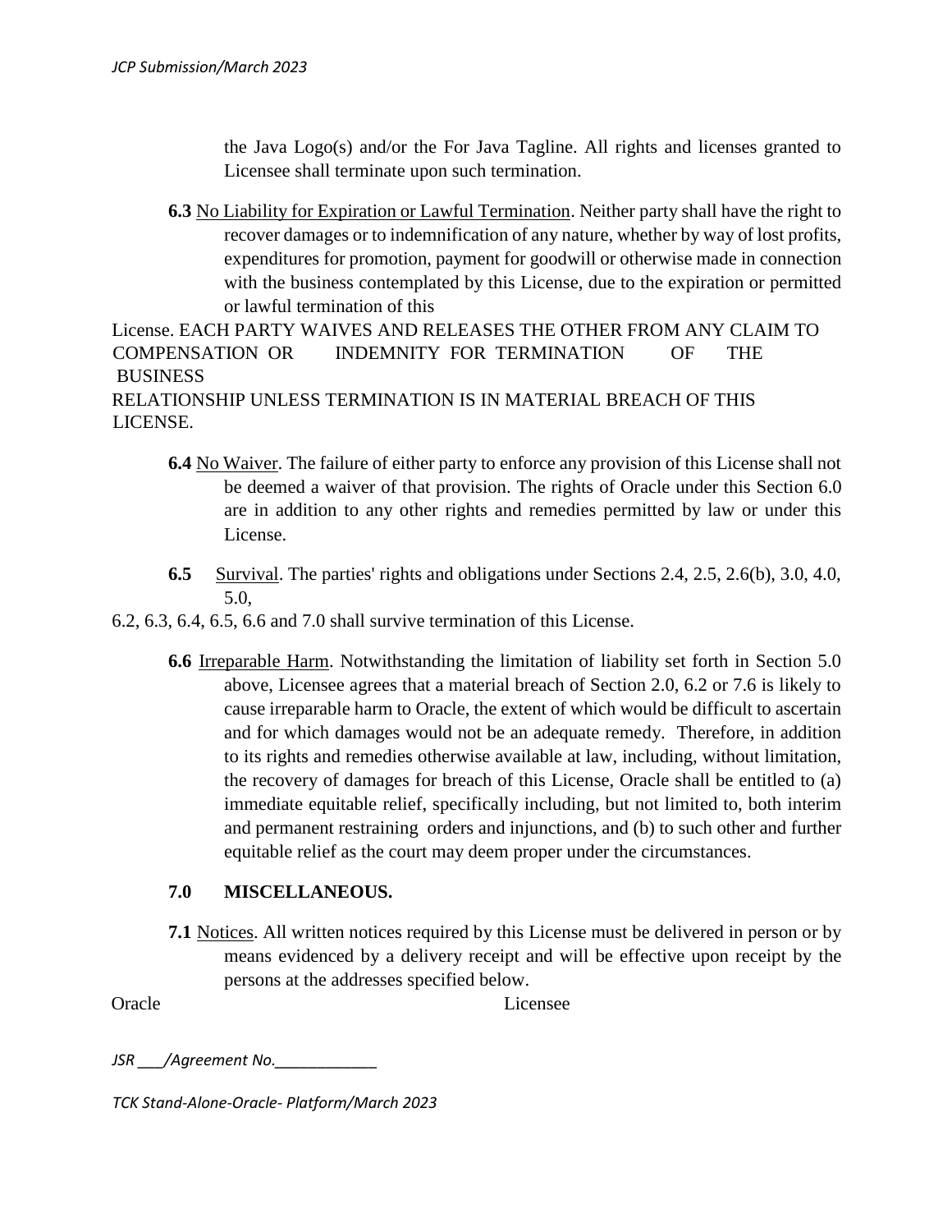the Java Logo(s) and/or the For Java Tagline. All rights and licenses granted to Licensee shall terminate upon such termination.

**6.3** No Liability for Expiration or Lawful Termination. Neither party shall have the right to recover damages or to indemnification of any nature, whether by way of lost profits, expenditures for promotion, payment for goodwill or otherwise made in connection with the business contemplated by this License, due to the expiration or permitted or lawful termination of this License. EACH PARTY WAIVES AND RELEASES THE OTHER FROM ANY CLAIM TO COMPENSATION OR INDEMNITY FOR TERMINATION OF THE BUSINESS RELATIONSHIP UNLESS TERMINATION IS IN MATERIAL BREACH OF THIS LICENSE.

**6.4** No Waiver. The failure of either party to enforce any provision of this License shall not be deemed a waiver of that provision. The rights of Oracle under this Section 6.0 are in addition to any other rights and remedies permitted by law or under this License.

**6.5** Survival. The parties' rights and obligations under Sections 2.4, 2.5, 2.6(b), 3.0, 4.0, 5.0, 6.2, 6.3, 6.4, 6.5, 6.6 and 7.0 shall survive termination of this License.

**6.6** Irreparable Harm. Notwithstanding the limitation of liability set forth in Section 5.0 above, Licensee agrees that a material breach of Section 2.0, 6.2 or 7.6 is likely to cause irreparable harm to Oracle, the extent of which would be difficult to ascertain and for which damages would not be an adequate remedy. Therefore, in addition to its rights and remedies otherwise available at law, including, without limitation, the recovery of damages for breach of this License, Oracle shall be entitled to (a) immediate equitable relief, specifically including, but not limited to, both interim and permanent restraining orders and injunctions, and (b) to such other and further equitable relief as the court may deem proper under the circumstances.

## 7.0 MISCELLANEOUS.

**7.1** Notices. All written notices required by this License must be delivered in person or by means evidenced by a delivery receipt and will be effective upon receipt by the persons at the addresses specified below.

| Oracle | Licensee |
| --- | --- |

*JSR ___/Agreement No.____________*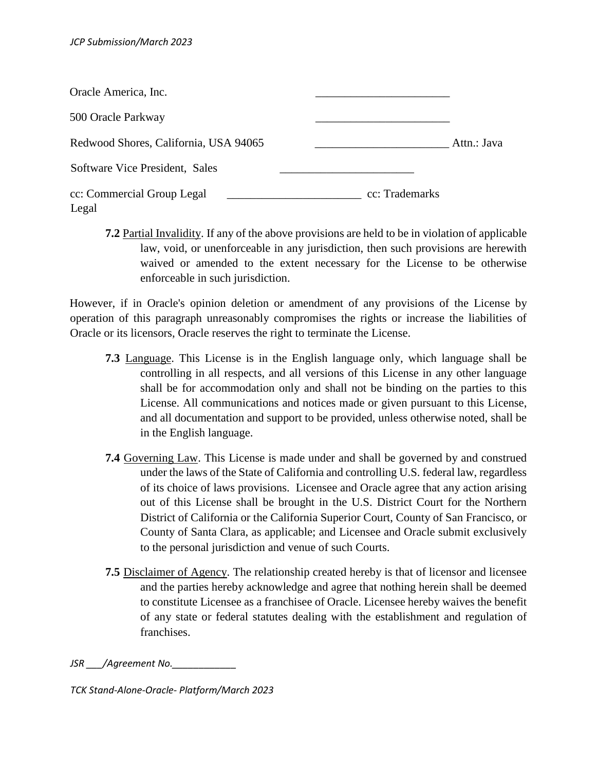Oracle America, Inc. _______________________

500 Oracle Parkway _______________________

Redwood Shores, California, USA 94065 _______________________ Attn.: Java

Software Vice President, Sales _______________________

cc: Commercial Group Legal _______________________ cc: Trademarks Legal

**7.2** Partial Invalidity. If any of the above provisions are held to be in violation of applicable law, void, or unenforceable in any jurisdiction, then such provisions are herewith waived or amended to the extent necessary for the License to be otherwise enforceable in such jurisdiction.

However, if in Oracle's opinion deletion or amendment of any provisions of the License by operation of this paragraph unreasonably compromises the rights or increase the liabilities of Oracle or its licensors, Oracle reserves the right to terminate the License.

**7.3** Language. This License is in the English language only, which language shall be controlling in all respects, and all versions of this License in any other language shall be for accommodation only and shall not be binding on the parties to this License. All communications and notices made or given pursuant to this License, and all documentation and support to be provided, unless otherwise noted, shall be in the English language.

**7.4** Governing Law. This License is made under and shall be governed by and construed under the laws of the State of California and controlling U.S. federal law, regardless of its choice of laws provisions. Licensee and Oracle agree that any action arising out of this License shall be brought in the U.S. District Court for the Northern District of California or the California Superior Court, County of San Francisco, or County of Santa Clara, as applicable; and Licensee and Oracle submit exclusively to the personal jurisdiction and venue of such Courts.

**7.5** Disclaimer of Agency. The relationship created hereby is that of licensor and licensee and the parties hereby acknowledge and agree that nothing herein shall be deemed to constitute Licensee as a franchisee of Oracle. Licensee hereby waives the benefit of any state or federal statutes dealing with the establishment and regulation of franchises.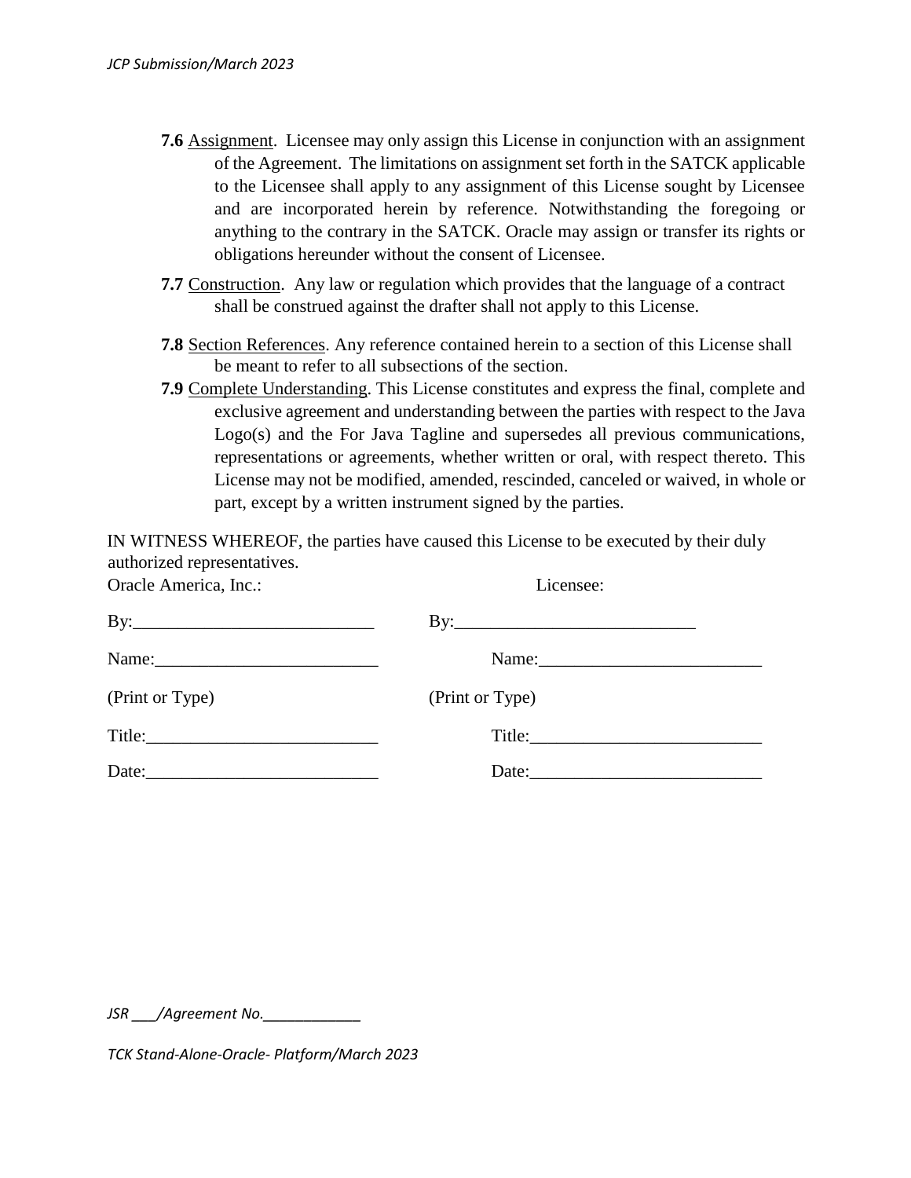**7.6** Assignment. Licensee may only assign this License in conjunction with an assignment of the Agreement. The limitations on assignment set forth in the SATCK applicable to the Licensee shall apply to any assignment of this License sought by Licensee and are incorporated herein by reference. Notwithstanding the foregoing or anything to the contrary in the SATCK. Oracle may assign or transfer its rights or obligations hereunder without the consent of Licensee.

**7.7** Construction. Any law or regulation which provides that the language of a contract shall be construed against the drafter shall not apply to this License.

**7.8** Section References. Any reference contained herein to a section of this License shall be meant to refer to all subsections of the section.

**7.9** Complete Understanding. This License constitutes and express the final, complete and exclusive agreement and understanding between the parties with respect to the Java Logo(s) and the For Java Tagline and supersedes all previous communications, representations or agreements, whether written or oral, with respect thereto. This License may not be modified, amended, rescinded, canceled or waived, in whole or part, except by a written instrument signed by the parties.

IN WITNESS WHEREOF, the parties have caused this License to be executed by their duly authorized representatives.

| Oracle America, Inc.: | Licensee: |
|---|---|
| By:___________________________ | By:___________________________ |
| Name:_________________________ | Name:_________________________ |
| (Print or Type) | (Print or Type) |
| Title:__________________________ | Title:__________________________ |
| Date:__________________________ | Date:__________________________ |

JSR ___/Agreement No.____________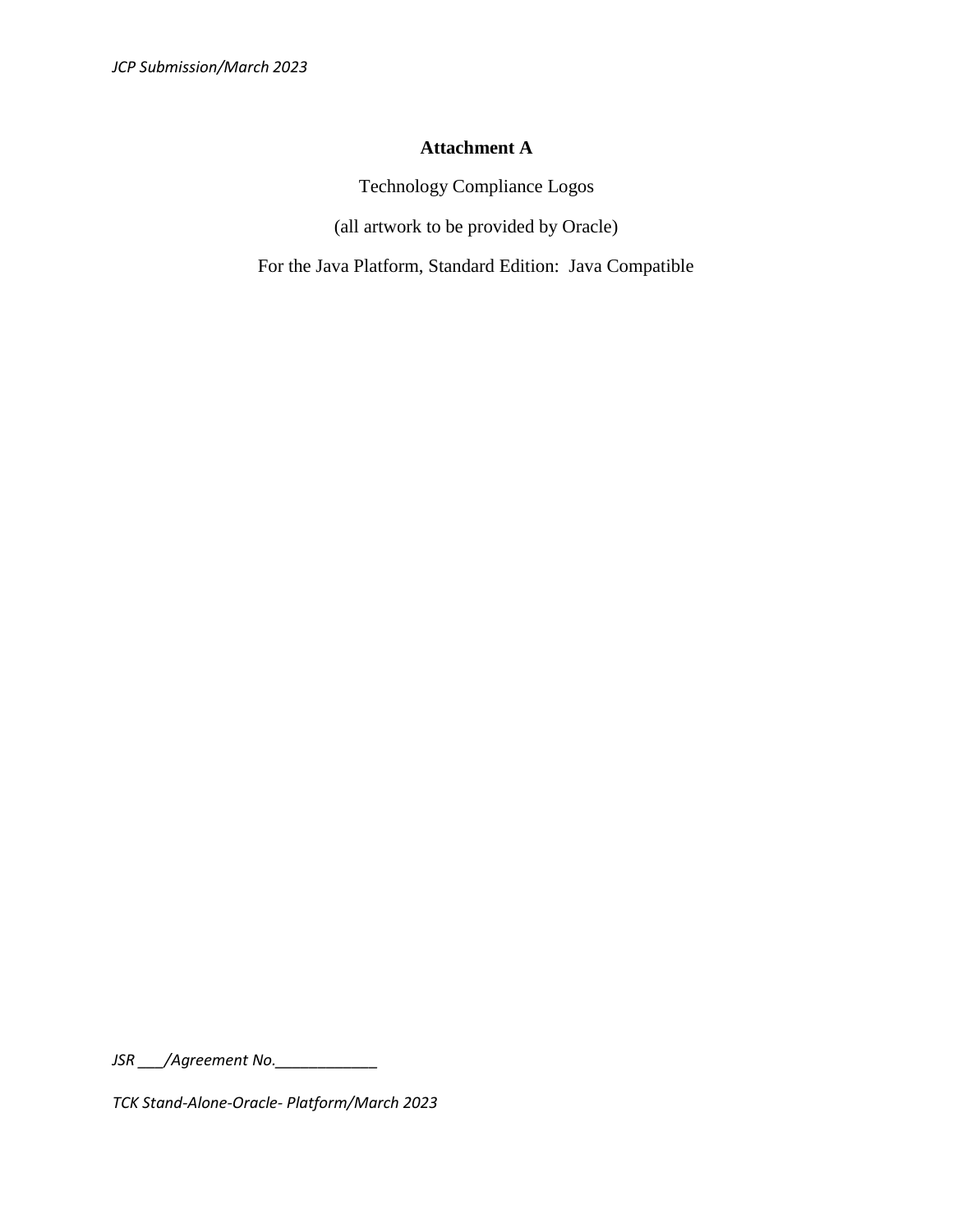# Attachment A

Technology Compliance Logos

(all artwork to be provided by Oracle)

For the Java Platform, Standard Edition: Java Compatible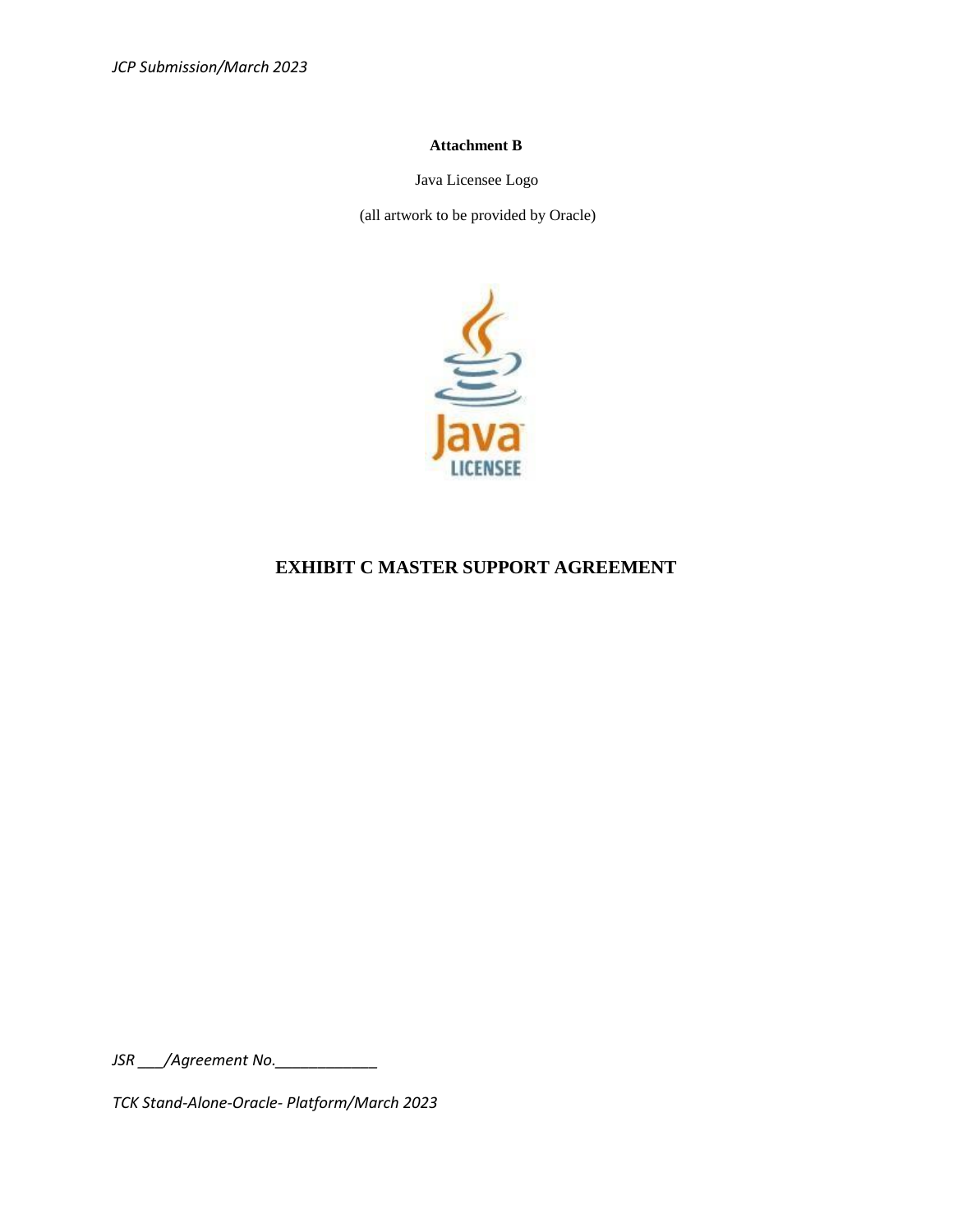**Attachment B**

Java Licensee Logo

(all artwork to be provided by Oracle)

## EXHIBIT C MASTER SUPPORT AGREEMENT